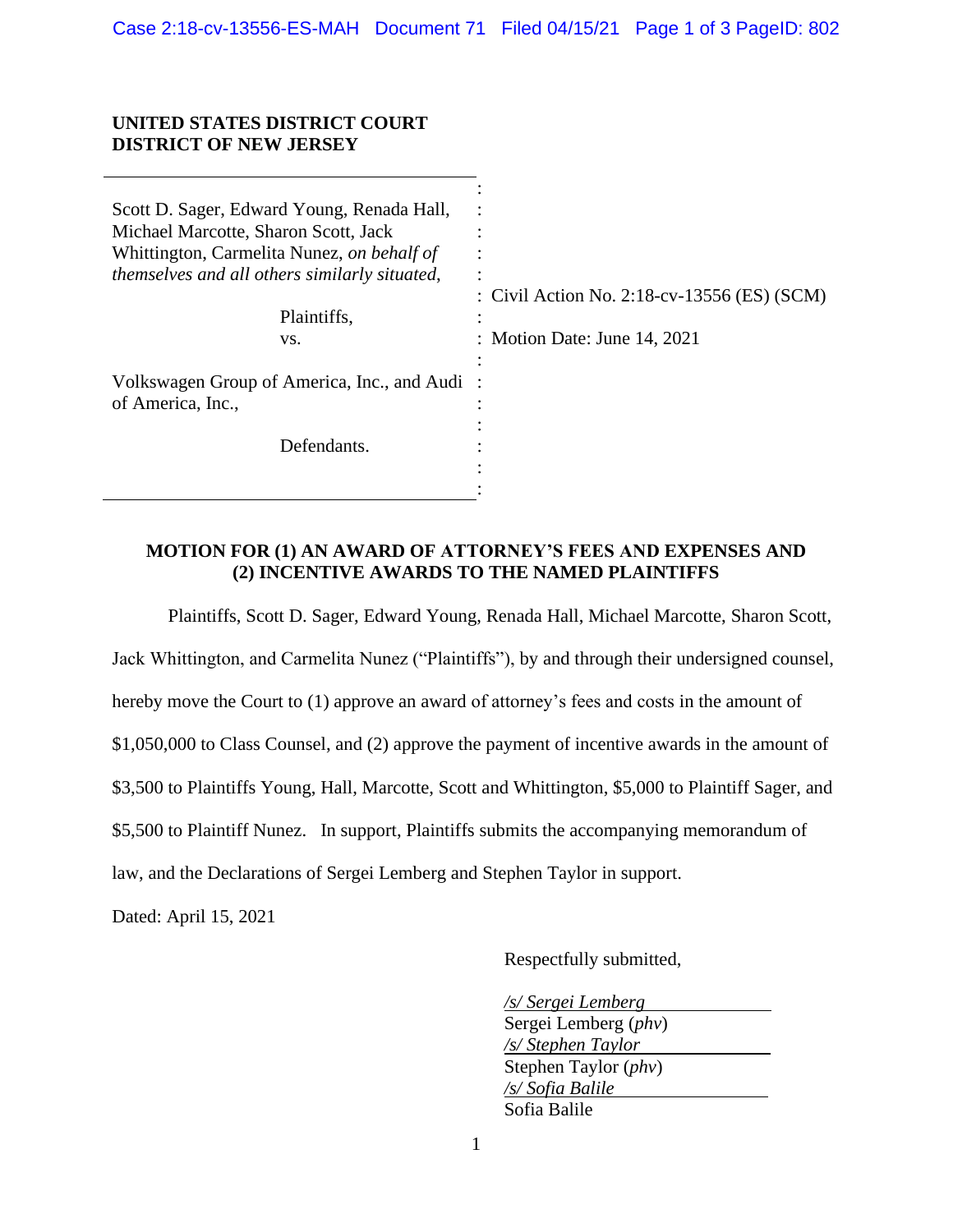**UNITED STATES DISTRICT COURT**
**DISTRICT OF NEW JERSEY**

| | |
|---|---|
| Scott D. Sager, Edward Young, Renada Hall, Michael Marcotte, Sharon Scott, Jack Whittington, Carmelita Nunez, *on behalf of themselves and all others similarly situated,* | Civil Action No. 2:18-cv-13556 (ES) (SCM) |
| Plaintiffs, | |
| vs. | Motion Date: June 14, 2021 |
| Volkswagen Group of America, Inc., and Audi of America, Inc., | |
| Defendants. | |

**MOTION FOR (1) AN AWARD OF ATTORNEY'S FEES AND EXPENSES AND (2) INCENTIVE AWARDS TO THE NAMED PLAINTIFFS**

Plaintiffs, Scott D. Sager, Edward Young, Renada Hall, Michael Marcotte, Sharon Scott, Jack Whittington, and Carmelita Nunez ("Plaintiffs"), by and through their undersigned counsel, hereby move the Court to (1) approve an award of attorney's fees and costs in the amount of $1,050,000 to Class Counsel, and (2) approve the payment of incentive awards in the amount of $3,500 to Plaintiffs Young, Hall, Marcotte, Scott and Whittington, $5,000 to Plaintiff Sager, and $5,500 to Plaintiff Nunez. In support, Plaintiffs submits the accompanying memorandum of law, and the Declarations of Sergei Lemberg and Stephen Taylor in support.

Dated: April 15, 2021

Respectfully submitted,

*/s/ Sergei Lemberg*
Sergei Lemberg (*phv*)
*/s/ Stephen Taylor*
Stephen Taylor (*phv*)
*/s/ Sofia Balile*
Sofia Balile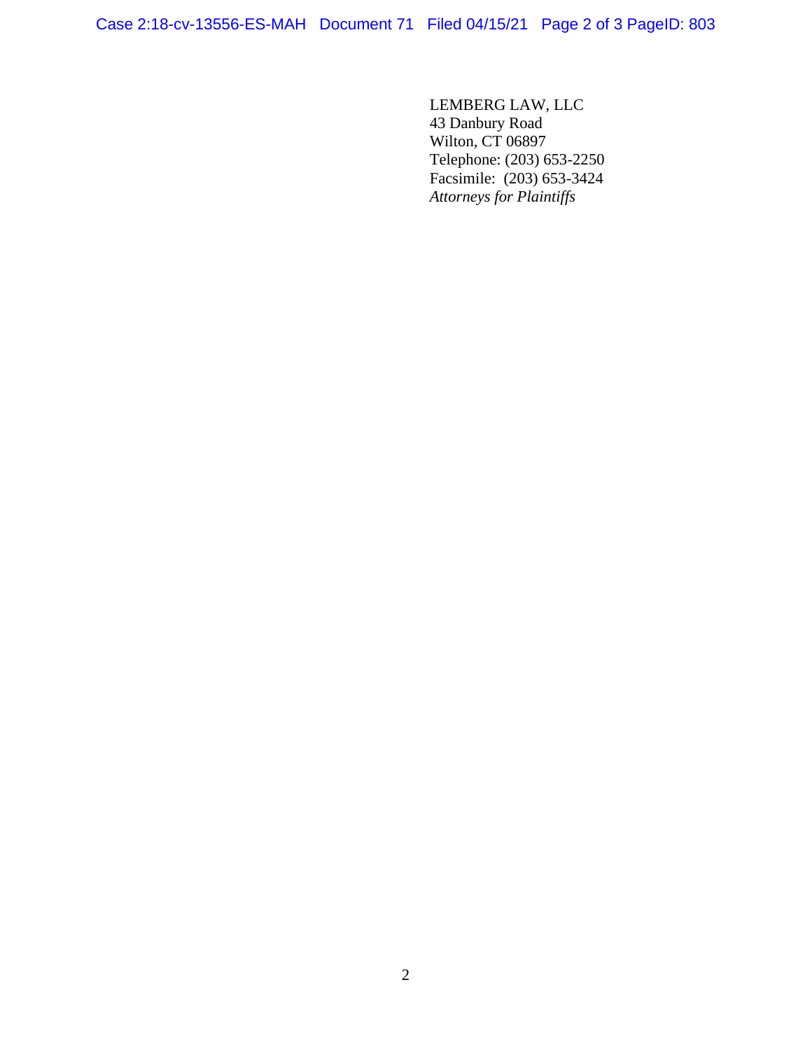LEMBERG LAW, LLC
43 Danbury Road
Wilton, CT 06897
Telephone: (203) 653-2250
Facsimile: (203) 653-3424
*Attorneys for Plaintiffs*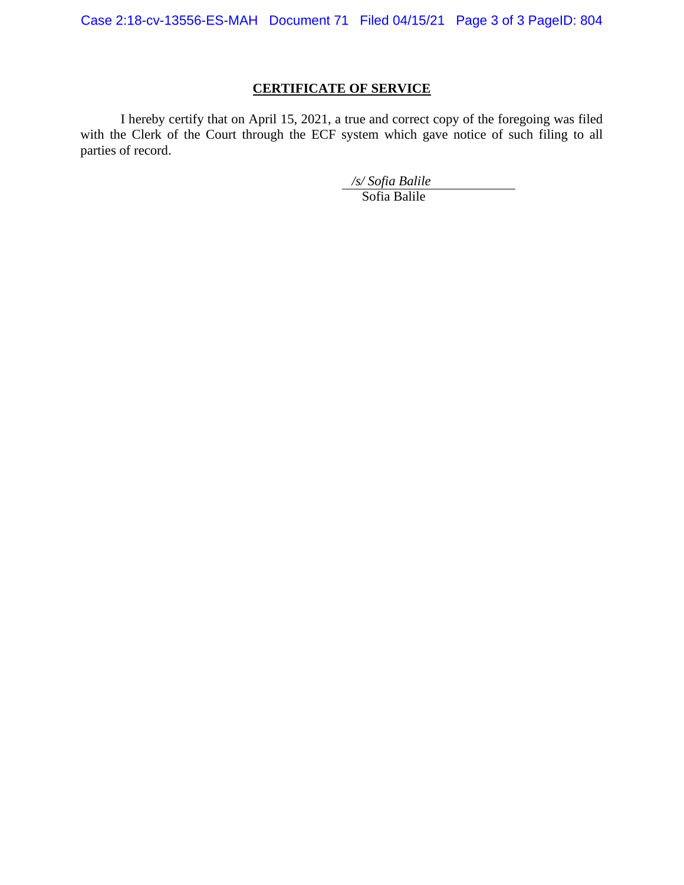## CERTIFICATE OF SERVICE

I hereby certify that on April 15, 2021, a true and correct copy of the foregoing was filed with the Clerk of the Court through the ECF system which gave notice of such filing to all parties of record.

*/s/ Sofia Balile*
Sofia Balile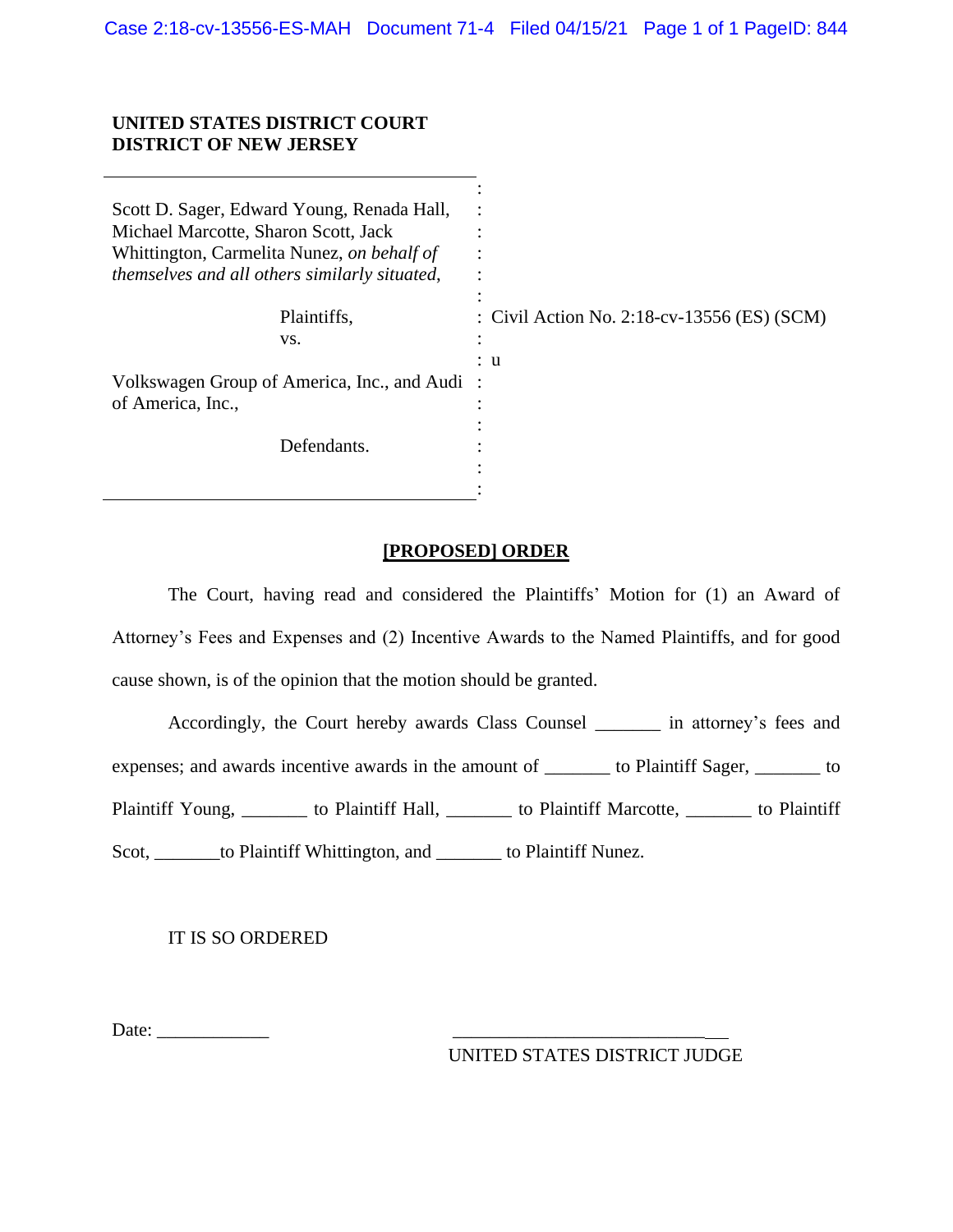**UNITED STATES DISTRICT COURT**
**DISTRICT OF NEW JERSEY**

Scott D. Sager, Edward Young, Renada Hall, Michael Marcotte, Sharon Scott, Jack Whittington, Carmelita Nunez, *on behalf of themselves and all others similarly situated,*

Plaintiffs,
vs.

Volkswagen Group of America, Inc., and Audi of America, Inc.,

Defendants.

Civil Action No. 2:18-cv-13556 (ES) (SCM)

u

## [PROPOSED] ORDER

The Court, having read and considered the Plaintiffs' Motion for (1) an Award of Attorney's Fees and Expenses and (2) Incentive Awards to the Named Plaintiffs, and for good cause shown, is of the opinion that the motion should be granted.

Accordingly, the Court hereby awards Class Counsel _______ in attorney's fees and expenses; and awards incentive awards in the amount of _______ to Plaintiff Sager, _______ to Plaintiff Young, _______ to Plaintiff Hall, _______ to Plaintiff Marcotte, _______ to Plaintiff Scot, _______to Plaintiff Whittington, and _______ to Plaintiff Nunez.

IT IS SO ORDERED

Date: ____________

_____________________________
UNITED STATES DISTRICT JUDGE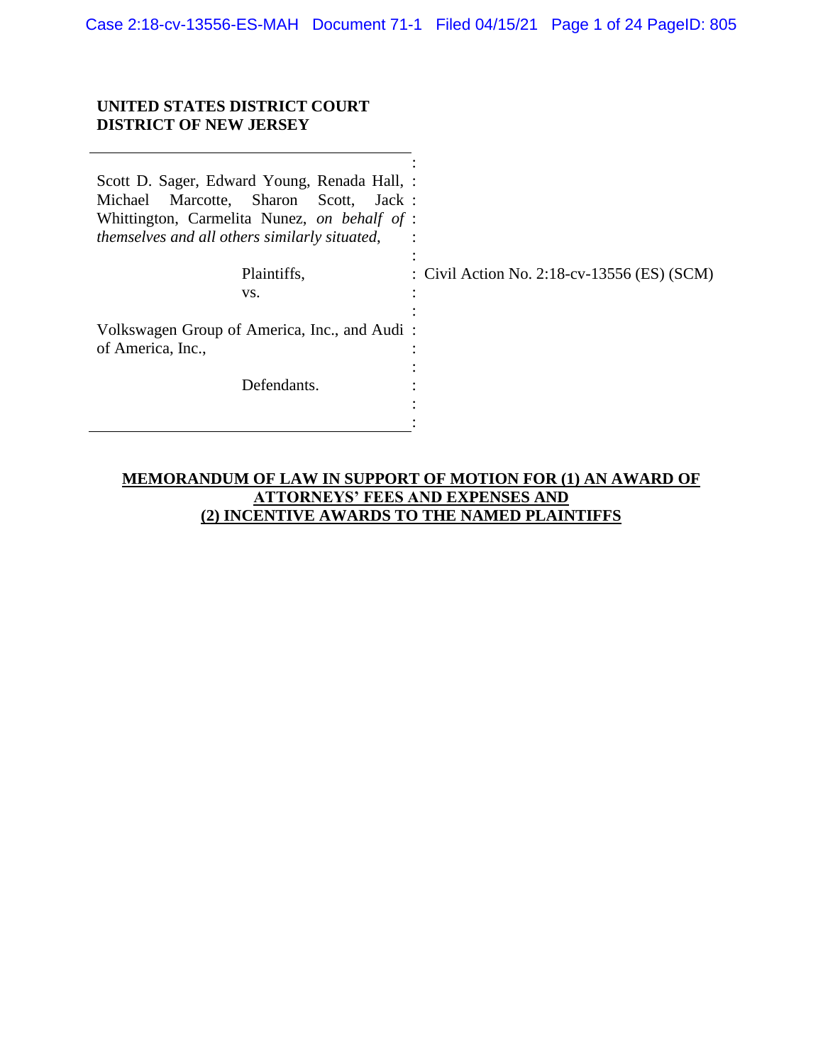**UNITED STATES DISTRICT COURT**
**DISTRICT OF NEW JERSEY**

| | |
|---|---|
| Scott D. Sager, Edward Young, Renada Hall, Michael Marcotte, Sharon Scott, Jack Whittington, Carmelita Nunez, *on behalf of themselves and all others similarly situated,* | |
| Plaintiffs, | Civil Action No. 2:18-cv-13556 (ES) (SCM) |
| vs. | |
| Volkswagen Group of America, Inc., and Audi of America, Inc., | |
| Defendants. | |

**MEMORANDUM OF LAW IN SUPPORT OF MOTION FOR (1) AN AWARD OF ATTORNEYS' FEES AND EXPENSES AND (2) INCENTIVE AWARDS TO THE NAMED PLAINTIFFS**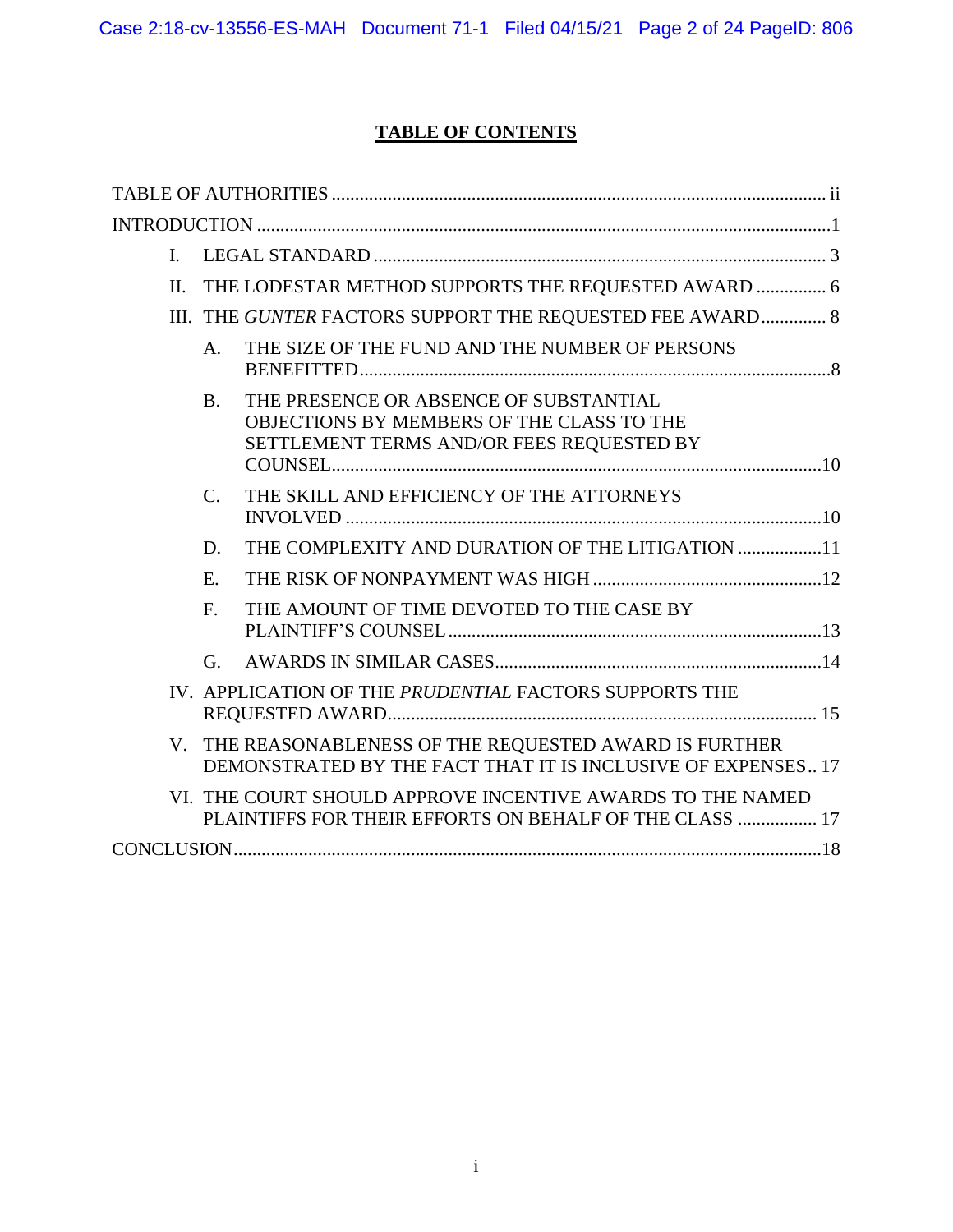# TABLE OF CONTENTS

TABLE OF AUTHORITIES ........................................................................................................ ii

INTRODUCTION ..........................................................................................................................1

I. LEGAL STANDARD ................................................................................................ 3

II. THE LODESTAR METHOD SUPPORTS THE REQUESTED AWARD ............... 6

III. THE *GUNTER* FACTORS SUPPORT THE REQUESTED FEE AWARD.............. 8

- A. THE SIZE OF THE FUND AND THE NUMBER OF PERSONS BENEFITTED....................................................................................................8
- B. THE PRESENCE OR ABSENCE OF SUBSTANTIAL OBJECTIONS BY MEMBERS OF THE CLASS TO THE SETTLEMENT TERMS AND/OR FEES REQUESTED BY COUNSEL.........................................................................................................10
- C. THE SKILL AND EFFICIENCY OF THE ATTORNEYS INVOLVED .....................................................................................................10
- D. THE COMPLEXITY AND DURATION OF THE LITIGATION ..................11
- E. THE RISK OF NONPAYMENT WAS HIGH .................................................12
- F. THE AMOUNT OF TIME DEVOTED TO THE CASE BY PLAINTIFF'S COUNSEL ................................................................................13
- G. AWARDS IN SIMILAR CASES......................................................................14

IV. APPLICATION OF THE *PRUDENTIAL* FACTORS SUPPORTS THE REQUESTED AWARD........................................................................................... 15

V. THE REASONABLENESS OF THE REQUESTED AWARD IS FURTHER DEMONSTRATED BY THE FACT THAT IT IS INCLUSIVE OF EXPENSES.. 17

VI. THE COURT SHOULD APPROVE INCENTIVE AWARDS TO THE NAMED PLAINTIFFS FOR THEIR EFFORTS ON BEHALF OF THE CLASS ................. 17

CONCLUSION.............................................................................................................................18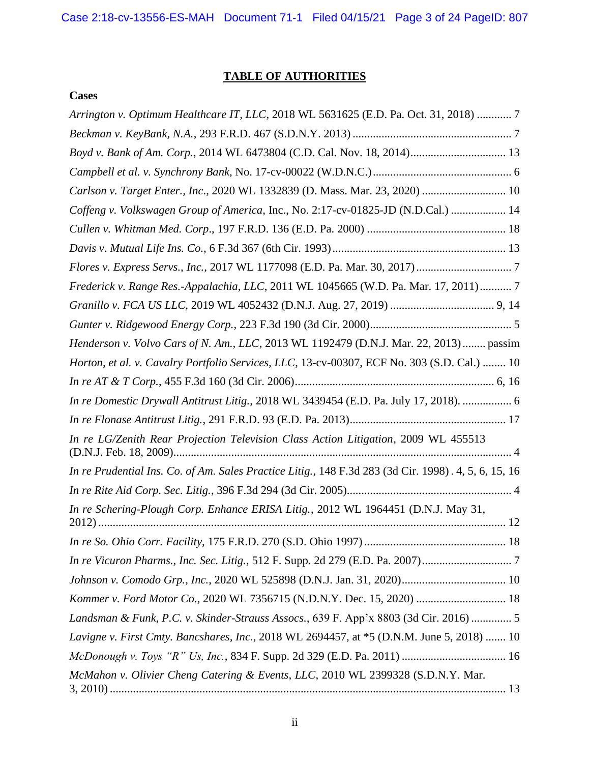## TABLE OF AUTHORITIES

**Cases**

*Arrington v. Optimum Healthcare IT, LLC*, 2018 WL 5631625 (E.D. Pa. Oct. 31, 2018) ............ 7

*Beckman v. KeyBank, N.A.*, 293 F.R.D. 467 (S.D.N.Y. 2013) ....................................................... 7

*Boyd v. Bank of Am. Corp.*, 2014 WL 6473804 (C.D. Cal. Nov. 18, 2014)................................. 13

*Campbell et al. v. Synchrony Bank*, No. 17-cv-00022 (W.D.N.C.)................................................ 6

*Carlson v. Target Enter., Inc*., 2020 WL 1332839 (D. Mass. Mar. 23, 2020) ............................. 10

*Coffeng v. Volkswagen Group of America,* Inc., No. 2:17-cv-01825-JD (N.D.Cal.) ................... 14

*Cullen v. Whitman Med. Corp*., 197 F.R.D. 136 (E.D. Pa. 2000) ................................................ 18

*Davis v. Mutual Life Ins. Co.,* 6 F.3d 367 (6th Cir. 1993)............................................................ 13

*Flores v. Express Servs., Inc.*, 2017 WL 1177098 (E.D. Pa. Mar. 30, 2017)................................. 7

*Frederick v. Range Res.-Appalachia, LLC*, 2011 WL 1045665 (W.D. Pa. Mar. 17, 2011)........... 7

*Granillo v. FCA US LLC*, 2019 WL 4052432 (D.N.J. Aug. 27, 2019) .................................... 9, 14

*Gunter v. Ridgewood Energy Corp.*, 223 F.3d 190 (3d Cir. 2000)................................................. 5

*Henderson v. Volvo Cars of N. Am., LLC*, 2013 WL 1192479 (D.N.J. Mar. 22, 2013)........ passim

*Horton, et al. v. Cavalry Portfolio Services, LLC*, 13-cv-00307, ECF No. 303 (S.D. Cal.) ........ 10

*In re AT & T Corp.*, 455 F.3d 160 (3d Cir. 2006)..................................................................... 6, 16

*In re Domestic Drywall Antitrust Litig.*, 2018 WL 3439454 (E.D. Pa. July 17, 2018). ................. 6

*In re Flonase Antitrust Litig.*, 291 F.R.D. 93 (E.D. Pa. 2013)...................................................... 17

*In re LG/Zenith Rear Projection Television Class Action Litigation*, 2009 WL 455513 (D.N.J. Feb. 18, 2009)..................................................................................................................... 4

*In re Prudential Ins. Co. of Am. Sales Practice Litig.*, 148 F.3d 283 (3d Cir. 1998) . 4, 5, 6, 15, 16

*In re Rite Aid Corp. Sec. Litig.*, 396 F.3d 294 (3d Cir. 2005)......................................................... 4

*In re Schering-Plough Corp. Enhance ERISA Litig.*, 2012 WL 1964451 (D.N.J. May 31, 2012) ............................................................................................................................................. 12

*In re So. Ohio Corr. Facility*, 175 F.R.D. 270 (S.D. Ohio 1997) ................................................. 18

*In re Vicuron Pharms., Inc. Sec. Litig.*, 512 F. Supp. 2d 279 (E.D. Pa. 2007)............................... 7

*Johnson v. Comodo Grp., Inc.*, 2020 WL 525898 (D.N.J. Jan. 31, 2020).................................... 10

*Kommer v. Ford Motor Co.*, 2020 WL 7356715 (N.D.N.Y. Dec. 15, 2020) ............................... 18

*Landsman & Funk, P.C. v. Skinder-Strauss Assocs.*, 639 F. App'x 8803 (3d Cir. 2016) .............. 5

*Lavigne v. First Cmty. Bancshares, Inc.*, 2018 WL 2694457, at *5 (D.N.M. June 5, 2018) ....... 10

*McDonough v. Toys "R" Us, Inc.*, 834 F. Supp. 2d 329 (E.D. Pa. 2011) .................................... 16

*McMahon v. Olivier Cheng Catering & Events, LLC*, 2010 WL 2399328 (S.D.N.Y. Mar. 3, 2010) ........................................................................................................................................ 13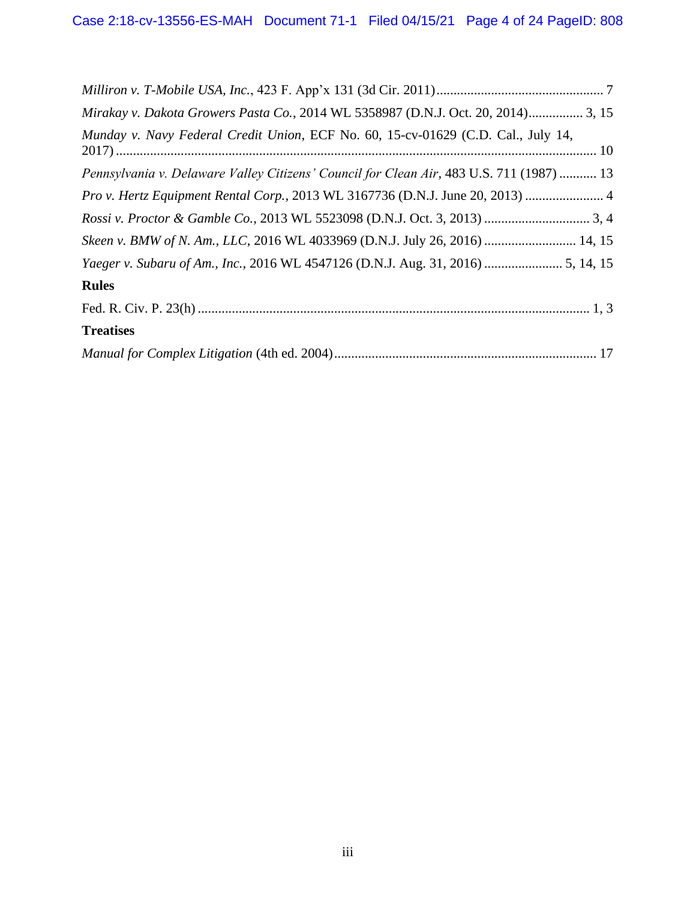*Milliron v. T-Mobile USA, Inc.*, 423 F. App'x 131 (3d Cir. 2011) ................................................ 7

*Mirakay v. Dakota Growers Pasta Co.*, 2014 WL 5358987 (D.N.J. Oct. 20, 2014)................ 3, 15

*Munday v. Navy Federal Credit Union*, ECF No. 60, 15-cv-01629 (C.D. Cal., July 14, 2017) ........................................................................................................................... 10

*Pennsylvania v. Delaware Valley Citizens' Council for Clean Air*, 483 U.S. 711 (1987) ........... 13

*Pro v. Hertz Equipment Rental Corp.*, 2013 WL 3167736 (D.N.J. June 20, 2013) ....................... 4

*Rossi v. Proctor & Gamble Co.*, 2013 WL 5523098 (D.N.J. Oct. 3, 2013) ............................... 3, 4

*Skeen v. BMW of N. Am., LLC*, 2016 WL 4033969 (D.N.J. July 26, 2016) ........................... 14, 15

*Yaeger v. Subaru of Am., Inc.*, 2016 WL 4547126 (D.N.J. Aug. 31, 2016) ....................... 5, 14, 15

**Rules**

Fed. R. Civ. P. 23(h) .................................................................................................................. 1, 3

**Treatises**

*Manual for Complex Litigation* (4th ed. 2004)............................................................................ 17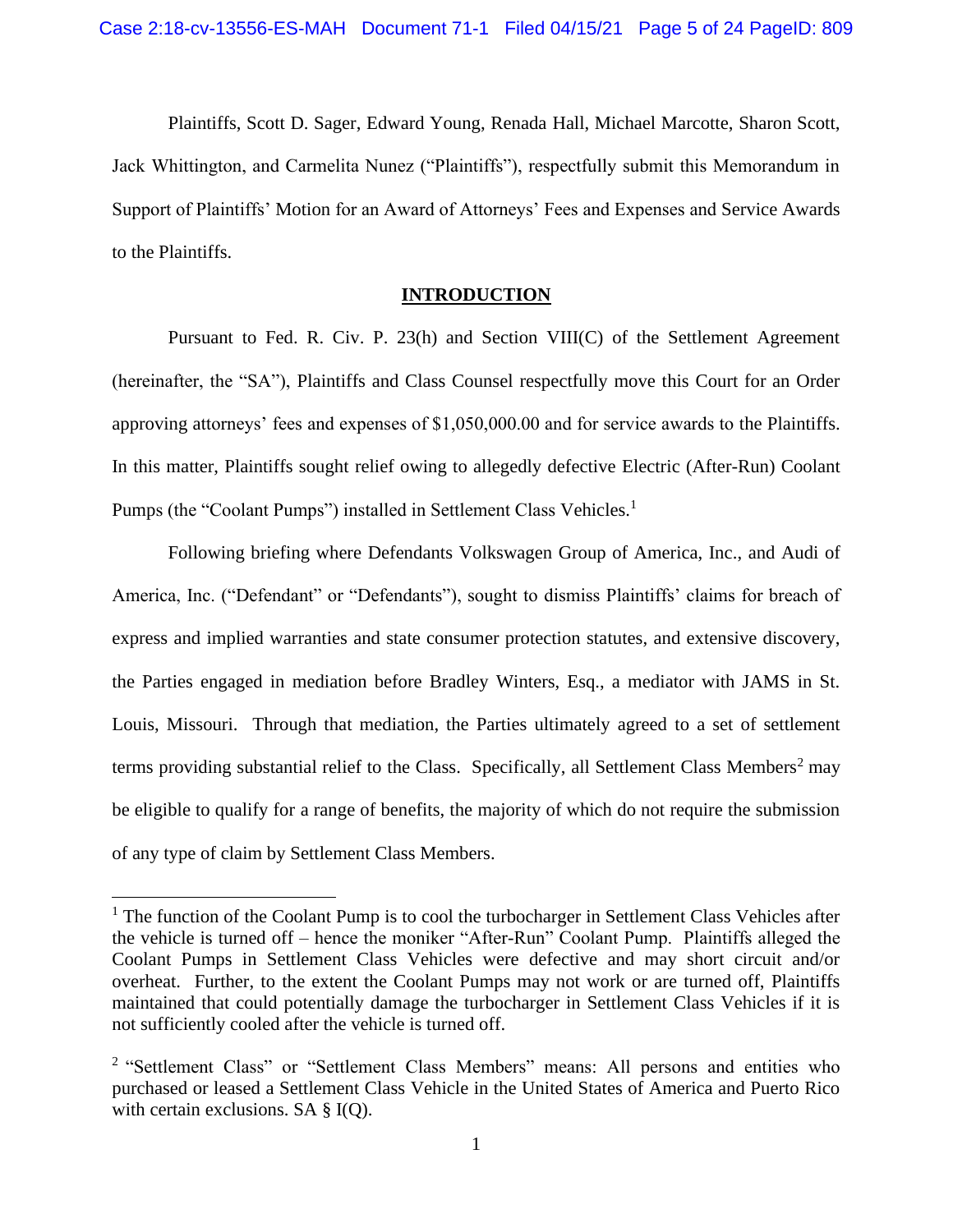Plaintiffs, Scott D. Sager, Edward Young, Renada Hall, Michael Marcotte, Sharon Scott, Jack Whittington, and Carmelita Nunez ("Plaintiffs"), respectfully submit this Memorandum in Support of Plaintiffs' Motion for an Award of Attorneys' Fees and Expenses and Service Awards to the Plaintiffs.

## INTRODUCTION

Pursuant to Fed. R. Civ. P. 23(h) and Section VIII(C) of the Settlement Agreement (hereinafter, the "SA"), Plaintiffs and Class Counsel respectfully move this Court for an Order approving attorneys' fees and expenses of $1,050,000.00 and for service awards to the Plaintiffs. In this matter, Plaintiffs sought relief owing to allegedly defective Electric (After-Run) Coolant Pumps (the "Coolant Pumps") installed in Settlement Class Vehicles.[1]

Following briefing where Defendants Volkswagen Group of America, Inc., and Audi of America, Inc. ("Defendant" or "Defendants"), sought to dismiss Plaintiffs' claims for breach of express and implied warranties and state consumer protection statutes, and extensive discovery, the Parties engaged in mediation before Bradley Winters, Esq., a mediator with JAMS in St. Louis, Missouri. Through that mediation, the Parties ultimately agreed to a set of settlement terms providing substantial relief to the Class. Specifically, all Settlement Class Members[2] may be eligible to qualify for a range of benefits, the majority of which do not require the submission of any type of claim by Settlement Class Members.

---

[1] The function of the Coolant Pump is to cool the turbocharger in Settlement Class Vehicles after the vehicle is turned off – hence the moniker "After-Run" Coolant Pump. Plaintiffs alleged the Coolant Pumps in Settlement Class Vehicles were defective and may short circuit and/or overheat. Further, to the extent the Coolant Pumps may not work or are turned off, Plaintiffs maintained that could potentially damage the turbocharger in Settlement Class Vehicles if it is not sufficiently cooled after the vehicle is turned off.

[2] "Settlement Class" or "Settlement Class Members" means: All persons and entities who purchased or leased a Settlement Class Vehicle in the United States of America and Puerto Rico with certain exclusions. SA § I(Q).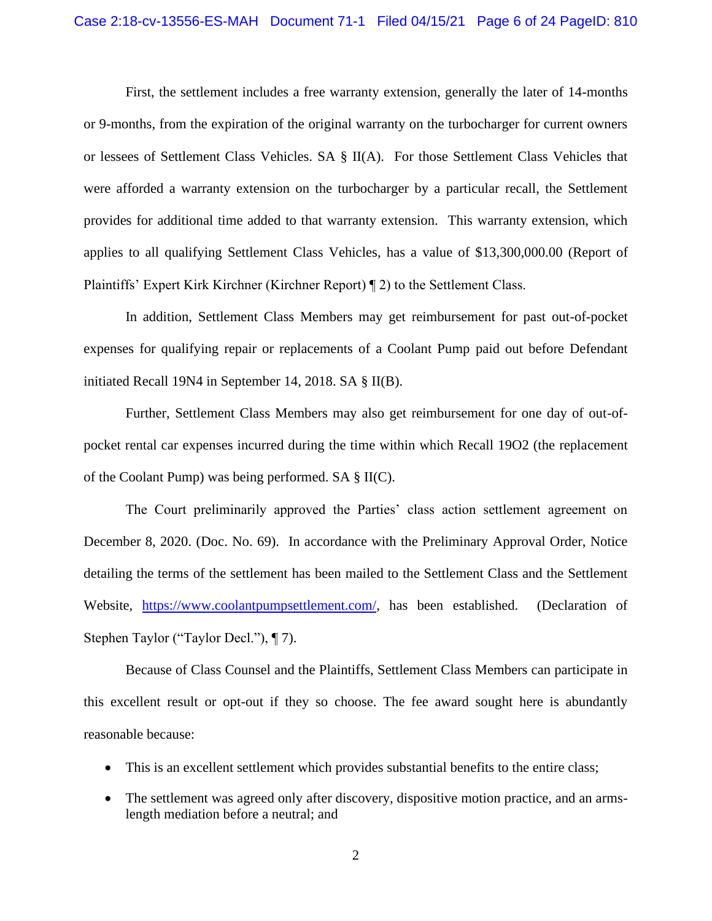First, the settlement includes a free warranty extension, generally the later of 14-months or 9-months, from the expiration of the original warranty on the turbocharger for current owners or lessees of Settlement Class Vehicles. SA § II(A). For those Settlement Class Vehicles that were afforded a warranty extension on the turbocharger by a particular recall, the Settlement provides for additional time added to that warranty extension. This warranty extension, which applies to all qualifying Settlement Class Vehicles, has a value of $13,300,000.00 (Report of Plaintiffs' Expert Kirk Kirchner (Kirchner Report) ¶ 2) to the Settlement Class.

In addition, Settlement Class Members may get reimbursement for past out-of-pocket expenses for qualifying repair or replacements of a Coolant Pump paid out before Defendant initiated Recall 19N4 in September 14, 2018. SA § II(B).

Further, Settlement Class Members may also get reimbursement for one day of out-of-pocket rental car expenses incurred during the time within which Recall 19O2 (the replacement of the Coolant Pump) was being performed. SA § II(C).

The Court preliminarily approved the Parties' class action settlement agreement on December 8, 2020. (Doc. No. 69). In accordance with the Preliminary Approval Order, Notice detailing the terms of the settlement has been mailed to the Settlement Class and the Settlement Website, https://www.coolantpumpsettlement.com/, has been established. (Declaration of Stephen Taylor ("Taylor Decl."), ¶ 7).

Because of Class Counsel and the Plaintiffs, Settlement Class Members can participate in this excellent result or opt-out if they so choose. The fee award sought here is abundantly reasonable because:

- This is an excellent settlement which provides substantial benefits to the entire class;
- The settlement was agreed only after discovery, dispositive motion practice, and an arms-length mediation before a neutral; and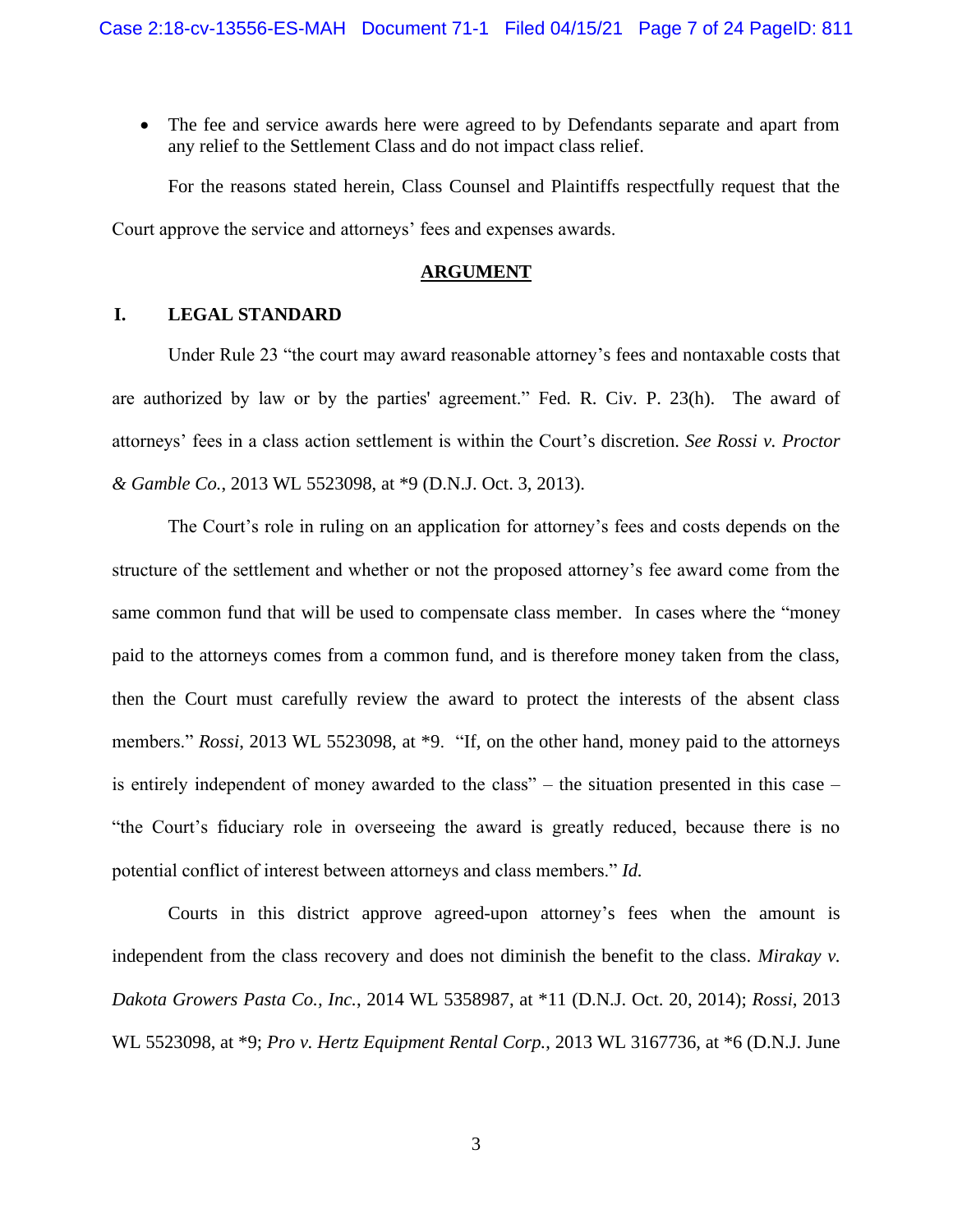- The fee and service awards here were agreed to by Defendants separate and apart from any relief to the Settlement Class and do not impact class relief.

For the reasons stated herein, Class Counsel and Plaintiffs respectfully request that the Court approve the service and attorneys' fees and expenses awards.

## ARGUMENT

### I. LEGAL STANDARD

Under Rule 23 "the court may award reasonable attorney's fees and nontaxable costs that are authorized by law or by the parties' agreement." Fed. R. Civ. P. 23(h). The award of attorneys' fees in a class action settlement is within the Court's discretion. *See Rossi v. Proctor & Gamble Co.*, 2013 WL 5523098, at *9 (D.N.J. Oct. 3, 2013).

The Court's role in ruling on an application for attorney's fees and costs depends on the structure of the settlement and whether or not the proposed attorney's fee award come from the same common fund that will be used to compensate class member. In cases where the "money paid to the attorneys comes from a common fund, and is therefore money taken from the class, then the Court must carefully review the award to protect the interests of the absent class members." *Rossi*, 2013 WL 5523098, at *9. "If, on the other hand, money paid to the attorneys is entirely independent of money awarded to the class" – the situation presented in this case – "the Court's fiduciary role in overseeing the award is greatly reduced, because there is no potential conflict of interest between attorneys and class members." *Id.*

Courts in this district approve agreed-upon attorney's fees when the amount is independent from the class recovery and does not diminish the benefit to the class. *Mirakay v. Dakota Growers Pasta Co., Inc.*, 2014 WL 5358987, at *11 (D.N.J. Oct. 20, 2014); *Rossi*, 2013 WL 5523098, at *9; *Pro v. Hertz Equipment Rental Corp.*, 2013 WL 3167736, at *6 (D.N.J. June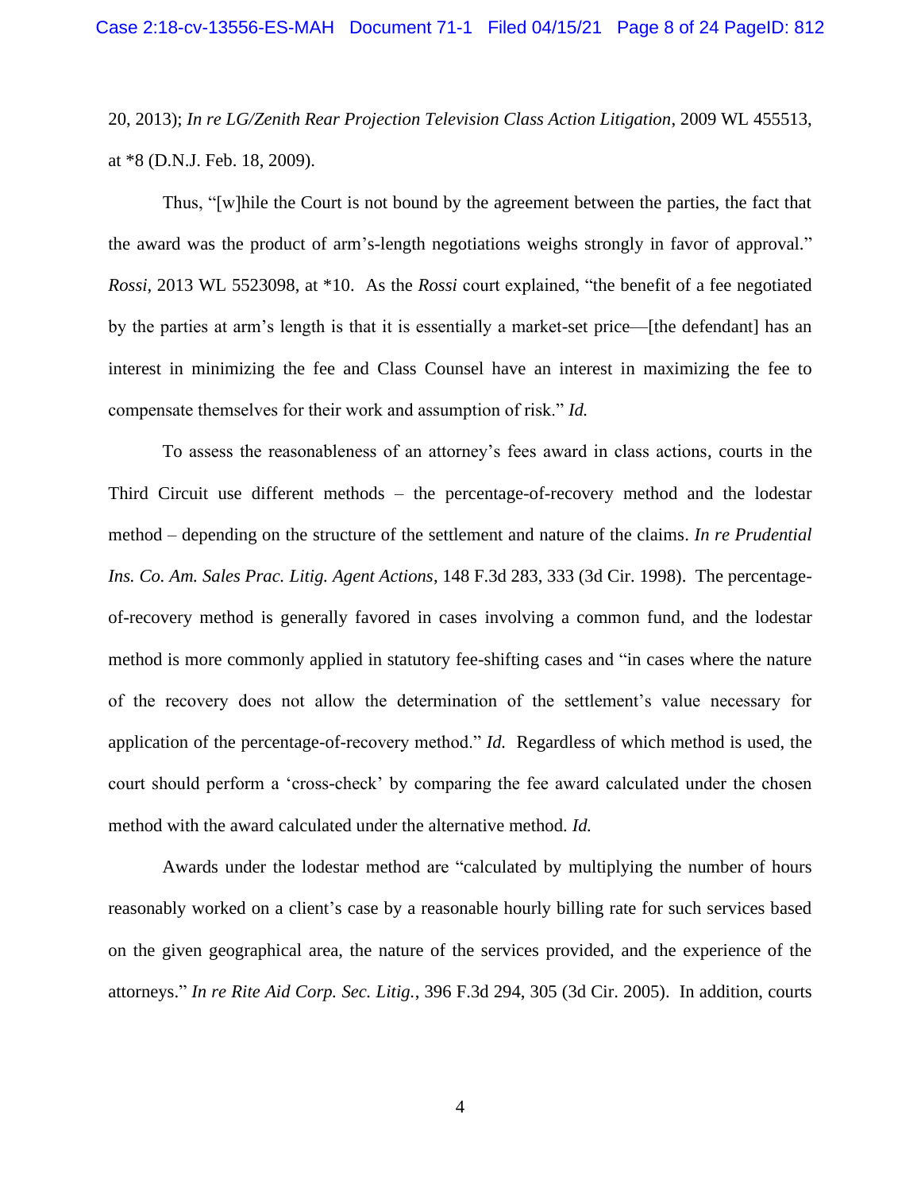20, 2013); *In re LG/Zenith Rear Projection Television Class Action Litigation*, 2009 WL 455513, at *8 (D.N.J. Feb. 18, 2009).

Thus, "[w]hile the Court is not bound by the agreement between the parties, the fact that the award was the product of arm's-length negotiations weighs strongly in favor of approval." *Rossi*, 2013 WL 5523098, at *10. As the *Rossi* court explained, "the benefit of a fee negotiated by the parties at arm's length is that it is essentially a market-set price—[the defendant] has an interest in minimizing the fee and Class Counsel have an interest in maximizing the fee to compensate themselves for their work and assumption of risk." *Id.*

To assess the reasonableness of an attorney's fees award in class actions, courts in the Third Circuit use different methods – the percentage-of-recovery method and the lodestar method – depending on the structure of the settlement and nature of the claims. *In re Prudential Ins. Co. Am. Sales Prac. Litig. Agent Actions*, 148 F.3d 283, 333 (3d Cir. 1998). The percentage-of-recovery method is generally favored in cases involving a common fund, and the lodestar method is more commonly applied in statutory fee-shifting cases and "in cases where the nature of the recovery does not allow the determination of the settlement's value necessary for application of the percentage-of-recovery method." *Id.* Regardless of which method is used, the court should perform a 'cross-check' by comparing the fee award calculated under the chosen method with the award calculated under the alternative method. *Id.*

Awards under the lodestar method are "calculated by multiplying the number of hours reasonably worked on a client's case by a reasonable hourly billing rate for such services based on the given geographical area, the nature of the services provided, and the experience of the attorneys." *In re Rite Aid Corp. Sec. Litig.*, 396 F.3d 294, 305 (3d Cir. 2005). In addition, courts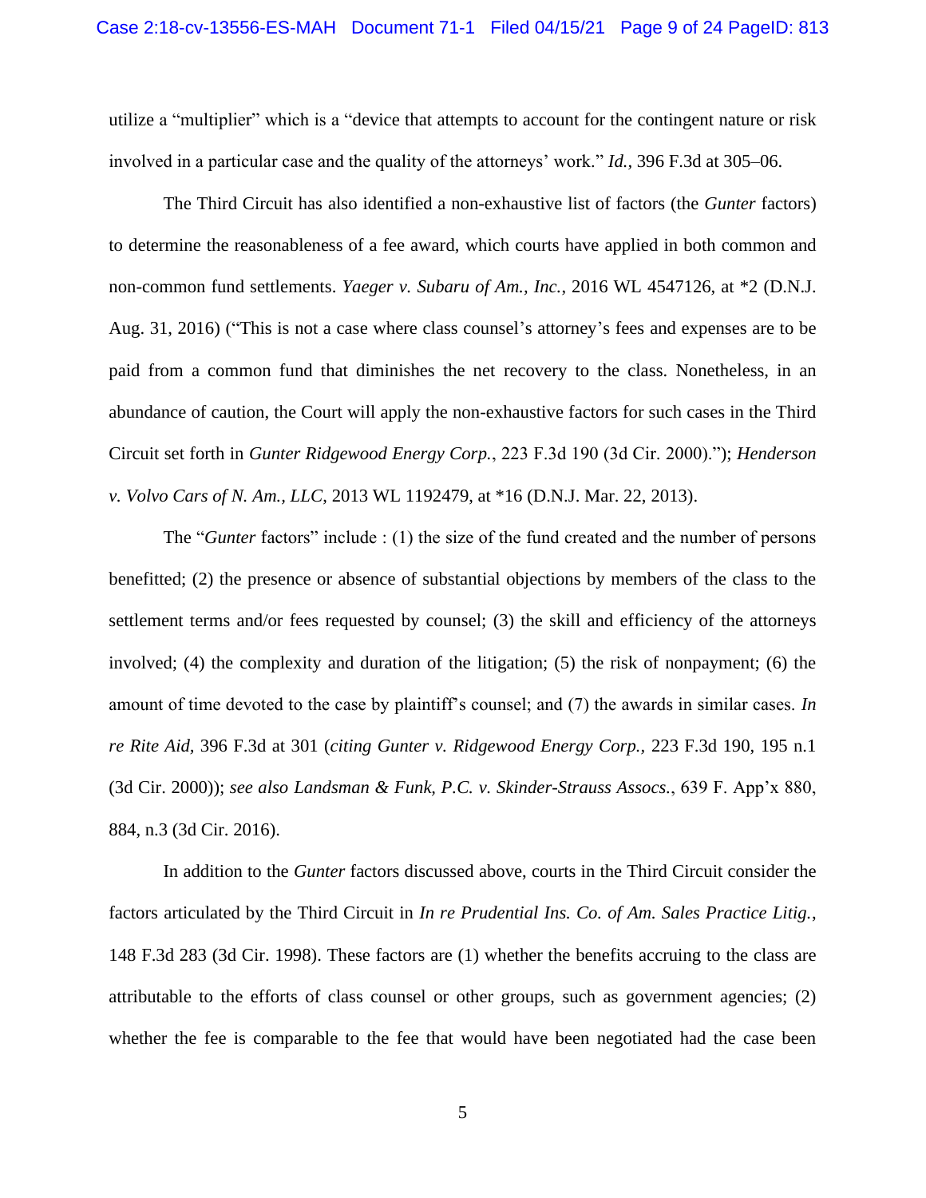utilize a "multiplier" which is a "device that attempts to account for the contingent nature or risk involved in a particular case and the quality of the attorneys' work." *Id.*, 396 F.3d at 305–06.

The Third Circuit has also identified a non-exhaustive list of factors (the *Gunter* factors) to determine the reasonableness of a fee award, which courts have applied in both common and non-common fund settlements. *Yaeger v. Subaru of Am., Inc.*, 2016 WL 4547126, at *2 (D.N.J. Aug. 31, 2016) ("This is not a case where class counsel's attorney's fees and expenses are to be paid from a common fund that diminishes the net recovery to the class. Nonetheless, in an abundance of caution, the Court will apply the non-exhaustive factors for such cases in the Third Circuit set forth in *Gunter Ridgewood Energy Corp.*, 223 F.3d 190 (3d Cir. 2000)."); *Henderson v. Volvo Cars of N. Am., LLC*, 2013 WL 1192479, at *16 (D.N.J. Mar. 22, 2013).

The "*Gunter* factors" include : (1) the size of the fund created and the number of persons benefitted; (2) the presence or absence of substantial objections by members of the class to the settlement terms and/or fees requested by counsel; (3) the skill and efficiency of the attorneys involved; (4) the complexity and duration of the litigation; (5) the risk of nonpayment; (6) the amount of time devoted to the case by plaintiff's counsel; and (7) the awards in similar cases. *In re Rite Aid*, 396 F.3d at 301 (*citing Gunter v. Ridgewood Energy Corp.,* 223 F.3d 190, 195 n.1 (3d Cir. 2000)); *see also Landsman & Funk, P.C. v. Skinder-Strauss Assocs.*, 639 F. App'x 880, 884, n.3 (3d Cir. 2016).

In addition to the *Gunter* factors discussed above, courts in the Third Circuit consider the factors articulated by the Third Circuit in *In re Prudential Ins. Co. of Am. Sales Practice Litig.*, 148 F.3d 283 (3d Cir. 1998). These factors are (1) whether the benefits accruing to the class are attributable to the efforts of class counsel or other groups, such as government agencies; (2) whether the fee is comparable to the fee that would have been negotiated had the case been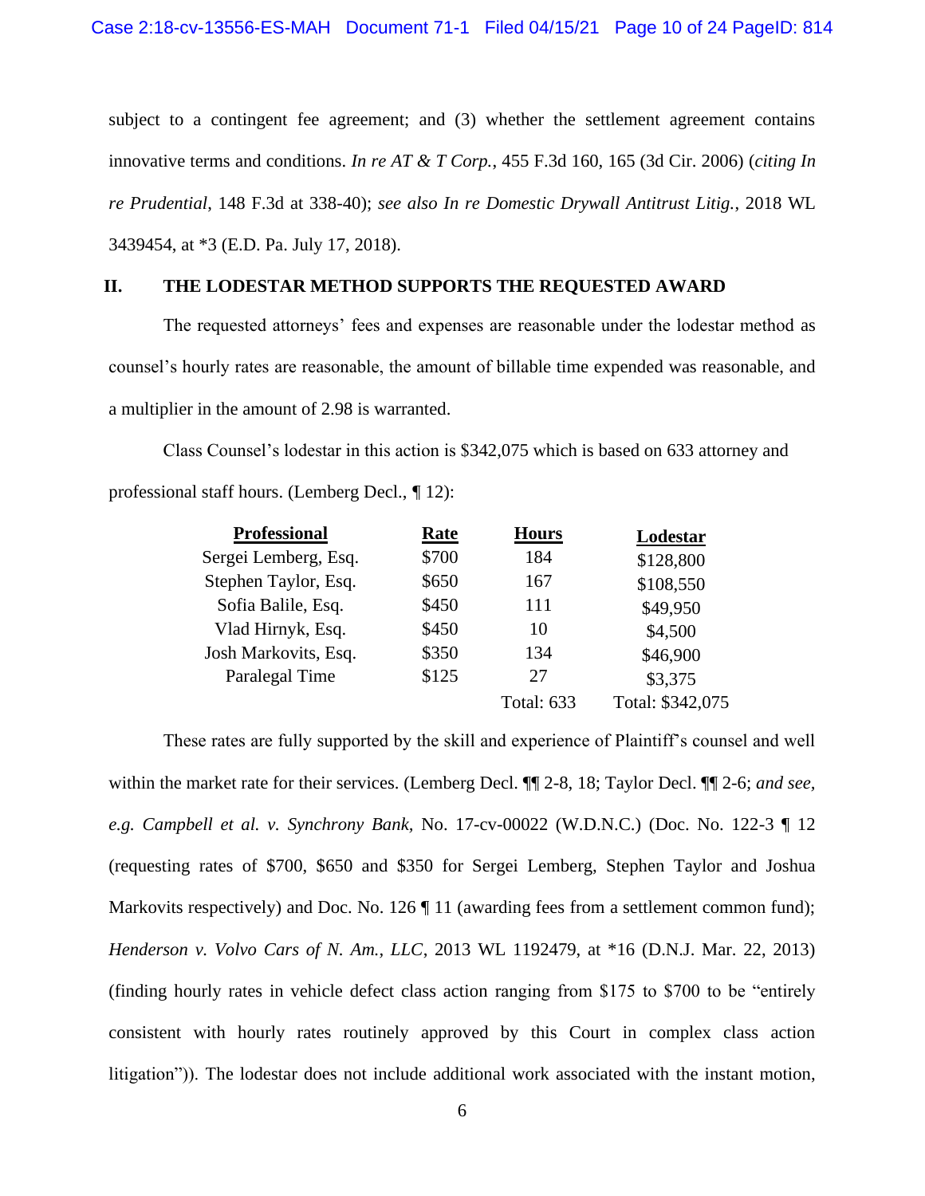subject to a contingent fee agreement; and (3) whether the settlement agreement contains innovative terms and conditions. *In re AT & T Corp.*, 455 F.3d 160, 165 (3d Cir. 2006) (*citing In re Prudential*, 148 F.3d at 338-40); *see also In re Domestic Drywall Antitrust Litig.*, 2018 WL 3439454, at *3 (E.D. Pa. July 17, 2018).

## II. THE LODESTAR METHOD SUPPORTS THE REQUESTED AWARD

The requested attorneys' fees and expenses are reasonable under the lodestar method as counsel's hourly rates are reasonable, the amount of billable time expended was reasonable, and a multiplier in the amount of 2.98 is warranted.

Class Counsel's lodestar in this action is $342,075 which is based on 633 attorney and professional staff hours. (Lemberg Decl., ¶ 12):

| Professional | Rate | Hours | Lodestar |
|---|---|---|---|
| Sergei Lemberg, Esq. | $700 | 184 | $128,800 |
| Stephen Taylor, Esq. | $650 | 167 | $108,550 |
| Sofia Balile, Esq. | $450 | 111 | $49,950 |
| Vlad Hirnyk, Esq. | $450 | 10 | $4,500 |
| Josh Markovits, Esq. | $350 | 134 | $46,900 |
| Paralegal Time | $125 | 27 | $3,375 |
| | | Total: 633 | Total: $342,075 |

These rates are fully supported by the skill and experience of Plaintiff's counsel and well within the market rate for their services. (Lemberg Decl. ¶¶ 2-8, 18; Taylor Decl. ¶¶ 2-6; *and see, e.g. Campbell et al. v. Synchrony Bank*, No. 17-cv-00022 (W.D.N.C.) (Doc. No. 122-3 ¶ 12 (requesting rates of $700, $650 and $350 for Sergei Lemberg, Stephen Taylor and Joshua Markovits respectively) and Doc. No. 126 ¶ 11 (awarding fees from a settlement common fund); *Henderson v. Volvo Cars of N. Am., LLC*, 2013 WL 1192479, at *16 (D.N.J. Mar. 22, 2013) (finding hourly rates in vehicle defect class action ranging from $175 to $700 to be "entirely consistent with hourly rates routinely approved by this Court in complex class action litigation")). The lodestar does not include additional work associated with the instant motion,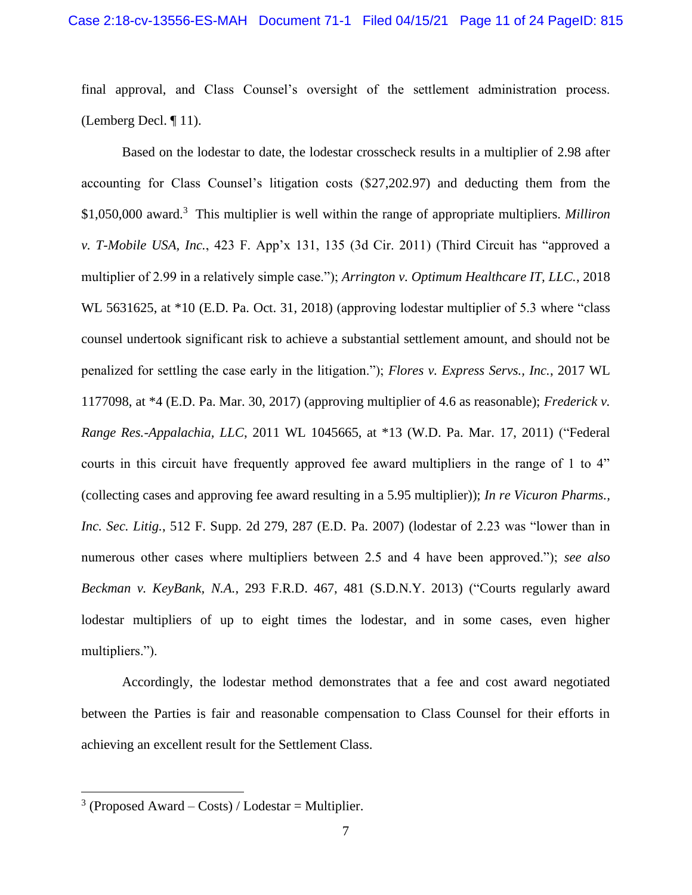final approval, and Class Counsel's oversight of the settlement administration process. (Lemberg Decl. ¶ 11).

Based on the lodestar to date, the lodestar crosscheck results in a multiplier of 2.98 after accounting for Class Counsel's litigation costs ($27,202.97) and deducting them from the $1,050,000 award.[3] This multiplier is well within the range of appropriate multipliers. *Milliron v. T-Mobile USA, Inc.*, 423 F. App'x 131, 135 (3d Cir. 2011) (Third Circuit has "approved a multiplier of 2.99 in a relatively simple case."); *Arrington v. Optimum Healthcare IT, LLC.*, 2018 WL 5631625, at *10 (E.D. Pa. Oct. 31, 2018) (approving lodestar multiplier of 5.3 where "class counsel undertook significant risk to achieve a substantial settlement amount, and should not be penalized for settling the case early in the litigation."); *Flores v. Express Servs., Inc.*, 2017 WL 1177098, at *4 (E.D. Pa. Mar. 30, 2017) (approving multiplier of 4.6 as reasonable); *Frederick v. Range Res.-Appalachia, LLC*, 2011 WL 1045665, at *13 (W.D. Pa. Mar. 17, 2011) ("Federal courts in this circuit have frequently approved fee award multipliers in the range of 1 to 4" (collecting cases and approving fee award resulting in a 5.95 multiplier)); *In re Vicuron Pharms., Inc. Sec. Litig.*, 512 F. Supp. 2d 279, 287 (E.D. Pa. 2007) (lodestar of 2.23 was "lower than in numerous other cases where multipliers between 2.5 and 4 have been approved."); *see also Beckman v. KeyBank, N.A.*, 293 F.R.D. 467, 481 (S.D.N.Y. 2013) ("Courts regularly award lodestar multipliers of up to eight times the lodestar, and in some cases, even higher multipliers.").

Accordingly, the lodestar method demonstrates that a fee and cost award negotiated between the Parties is fair and reasonable compensation to Class Counsel for their efforts in achieving an excellent result for the Settlement Class.

---

[3] (Proposed Award – Costs) / Lodestar = Multiplier.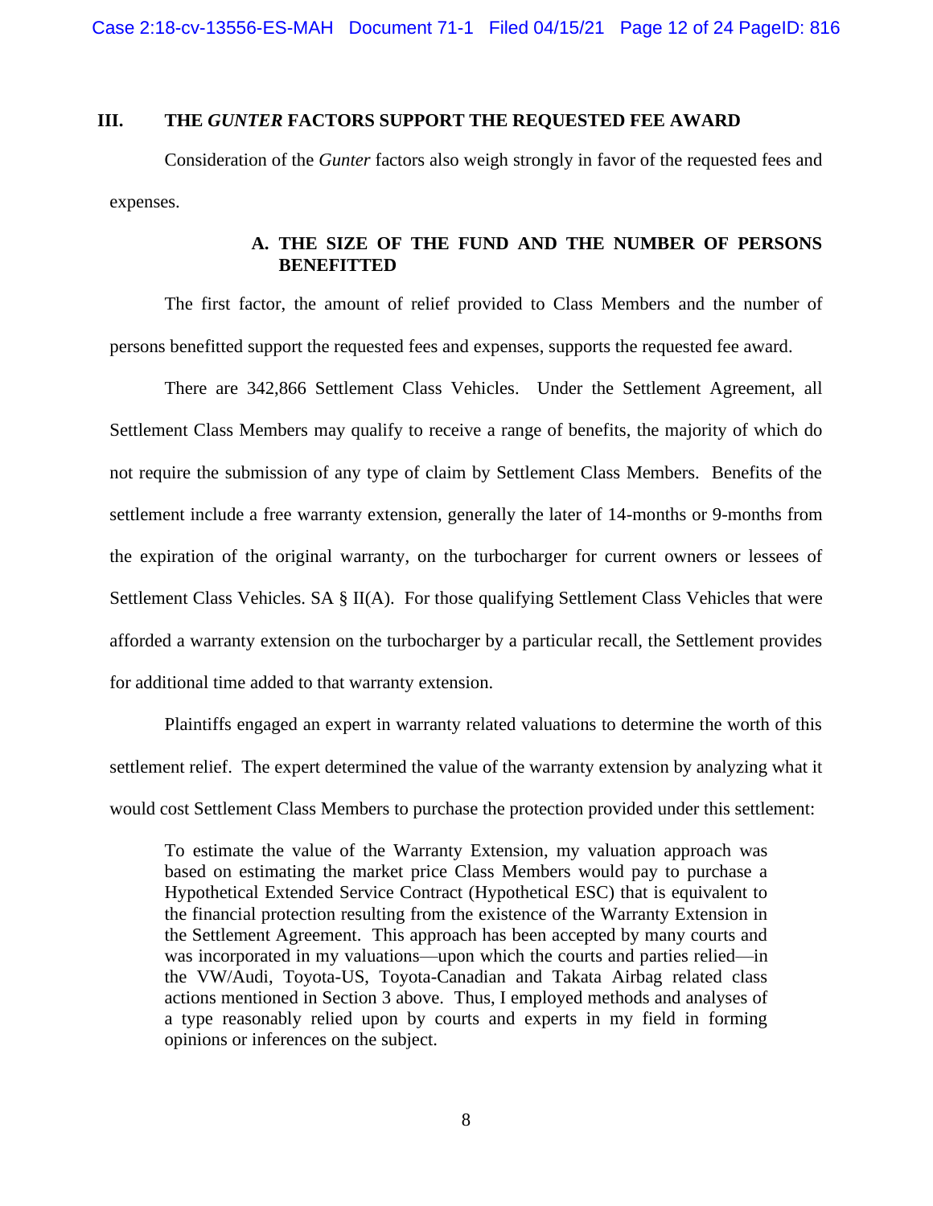## III. THE *GUNTER* FACTORS SUPPORT THE REQUESTED FEE AWARD

Consideration of the *Gunter* factors also weigh strongly in favor of the requested fees and expenses.

### A. THE SIZE OF THE FUND AND THE NUMBER OF PERSONS BENEFITTED

The first factor, the amount of relief provided to Class Members and the number of persons benefitted support the requested fees and expenses, supports the requested fee award.

There are 342,866 Settlement Class Vehicles. Under the Settlement Agreement, all Settlement Class Members may qualify to receive a range of benefits, the majority of which do not require the submission of any type of claim by Settlement Class Members. Benefits of the settlement include a free warranty extension, generally the later of 14-months or 9-months from the expiration of the original warranty, on the turbocharger for current owners or lessees of Settlement Class Vehicles. SA § II(A). For those qualifying Settlement Class Vehicles that were afforded a warranty extension on the turbocharger by a particular recall, the Settlement provides for additional time added to that warranty extension.

Plaintiffs engaged an expert in warranty related valuations to determine the worth of this settlement relief. The expert determined the value of the warranty extension by analyzing what it would cost Settlement Class Members to purchase the protection provided under this settlement:

> To estimate the value of the Warranty Extension, my valuation approach was based on estimating the market price Class Members would pay to purchase a Hypothetical Extended Service Contract (Hypothetical ESC) that is equivalent to the financial protection resulting from the existence of the Warranty Extension in the Settlement Agreement. This approach has been accepted by many courts and was incorporated in my valuations—upon which the courts and parties relied—in the VW/Audi, Toyota-US, Toyota-Canadian and Takata Airbag related class actions mentioned in Section 3 above. Thus, I employed methods and analyses of a type reasonably relied upon by courts and experts in my field in forming opinions or inferences on the subject.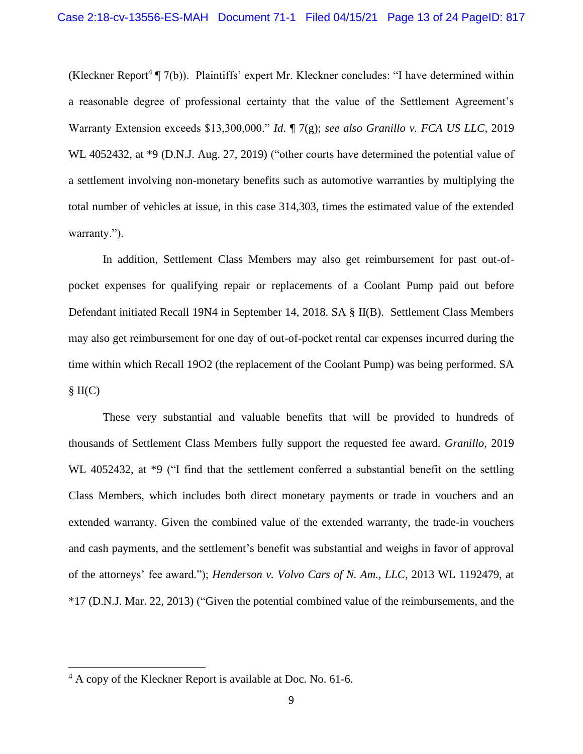(Kleckner Report[4] ¶ 7(b)). Plaintiffs' expert Mr. Kleckner concludes: "I have determined within a reasonable degree of professional certainty that the value of the Settlement Agreement's Warranty Extension exceeds $13,300,000." *Id*. ¶ 7(g); *see also Granillo v. FCA US LLC*, 2019 WL 4052432, at *9 (D.N.J. Aug. 27, 2019) ("other courts have determined the potential value of a settlement involving non-monetary benefits such as automotive warranties by multiplying the total number of vehicles at issue, in this case 314,303, times the estimated value of the extended warranty.").

In addition, Settlement Class Members may also get reimbursement for past out-of-pocket expenses for qualifying repair or replacements of a Coolant Pump paid out before Defendant initiated Recall 19N4 in September 14, 2018. SA § II(B). Settlement Class Members may also get reimbursement for one day of out-of-pocket rental car expenses incurred during the time within which Recall 19O2 (the replacement of the Coolant Pump) was being performed. SA § II(C)

These very substantial and valuable benefits that will be provided to hundreds of thousands of Settlement Class Members fully support the requested fee award. *Granillo*, 2019 WL 4052432, at *9 ("I find that the settlement conferred a substantial benefit on the settling Class Members, which includes both direct monetary payments or trade in vouchers and an extended warranty. Given the combined value of the extended warranty, the trade-in vouchers and cash payments, and the settlement's benefit was substantial and weighs in favor of approval of the attorneys' fee award."); *Henderson v. Volvo Cars of N. Am., LLC*, 2013 WL 1192479, at *17 (D.N.J. Mar. 22, 2013) ("Given the potential combined value of the reimbursements, and the

[4] A copy of the Kleckner Report is available at Doc. No. 61-6.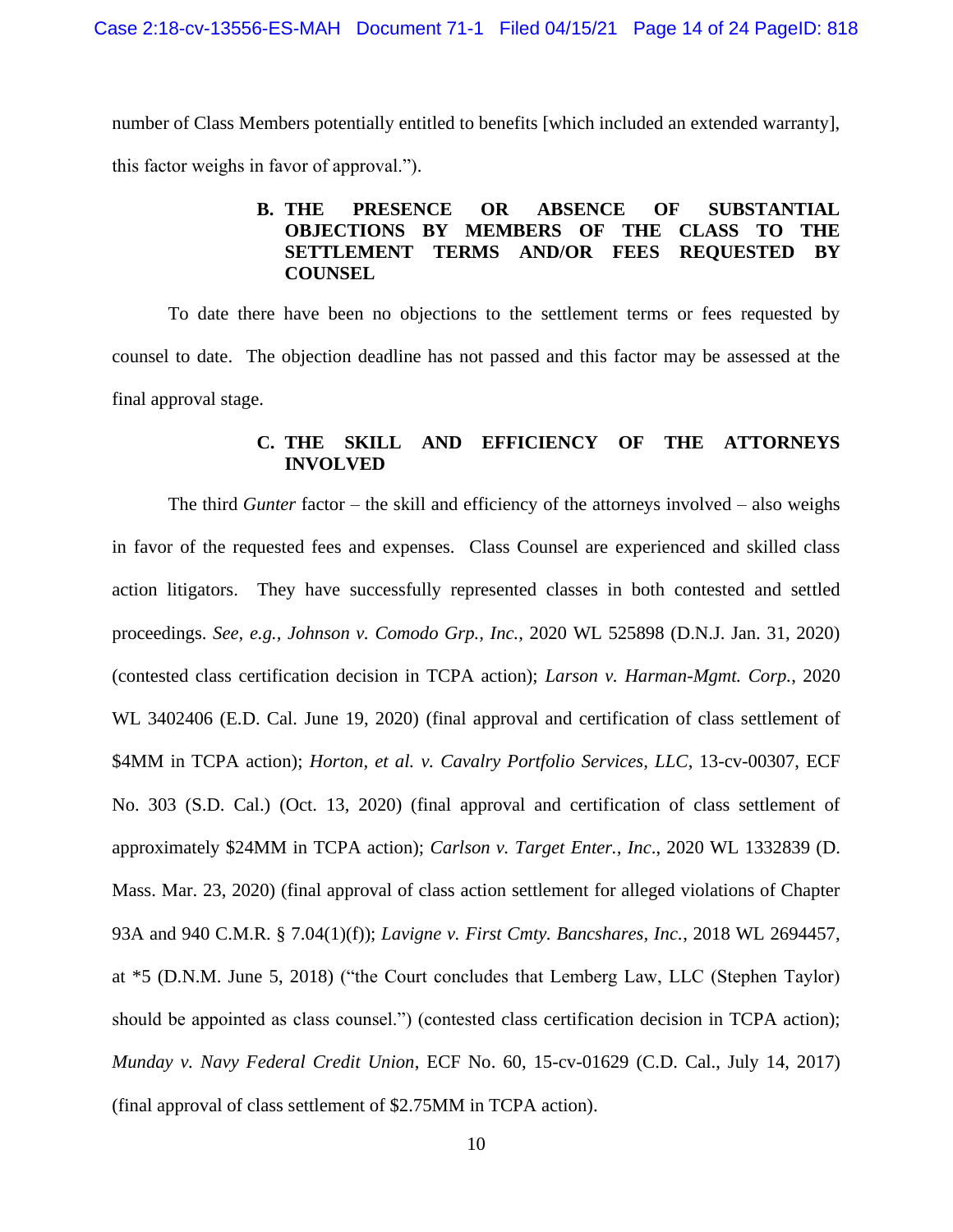number of Class Members potentially entitled to benefits [which included an extended warranty], this factor weighs in favor of approval.").

### B. THE PRESENCE OR ABSENCE OF SUBSTANTIAL OBJECTIONS BY MEMBERS OF THE CLASS TO THE SETTLEMENT TERMS AND/OR FEES REQUESTED BY COUNSEL

To date there have been no objections to the settlement terms or fees requested by counsel to date. The objection deadline has not passed and this factor may be assessed at the final approval stage.

### C. THE SKILL AND EFFICIENCY OF THE ATTORNEYS INVOLVED

The third *Gunter* factor – the skill and efficiency of the attorneys involved – also weighs in favor of the requested fees and expenses. Class Counsel are experienced and skilled class action litigators. They have successfully represented classes in both contested and settled proceedings. *See, e.g., Johnson v. Comodo Grp., Inc.*, 2020 WL 525898 (D.N.J. Jan. 31, 2020) (contested class certification decision in TCPA action); *Larson v. Harman-Mgmt. Corp.*, 2020 WL 3402406 (E.D. Cal. June 19, 2020) (final approval and certification of class settlement of $4MM in TCPA action); *Horton, et al. v. Cavalry Portfolio Services, LLC*, 13-cv-00307, ECF No. 303 (S.D. Cal.) (Oct. 13, 2020) (final approval and certification of class settlement of approximately $24MM in TCPA action); *Carlson v. Target Enter., Inc*., 2020 WL 1332839 (D. Mass. Mar. 23, 2020) (final approval of class action settlement for alleged violations of Chapter 93A and 940 C.M.R. § 7.04(1)(f)); *Lavigne v. First Cmty. Bancshares, Inc.*, 2018 WL 2694457, at *5 (D.N.M. June 5, 2018) ("the Court concludes that Lemberg Law, LLC (Stephen Taylor) should be appointed as class counsel.") (contested class certification decision in TCPA action); *Munday v. Navy Federal Credit Union*, ECF No. 60, 15-cv-01629 (C.D. Cal., July 14, 2017) (final approval of class settlement of $2.75MM in TCPA action).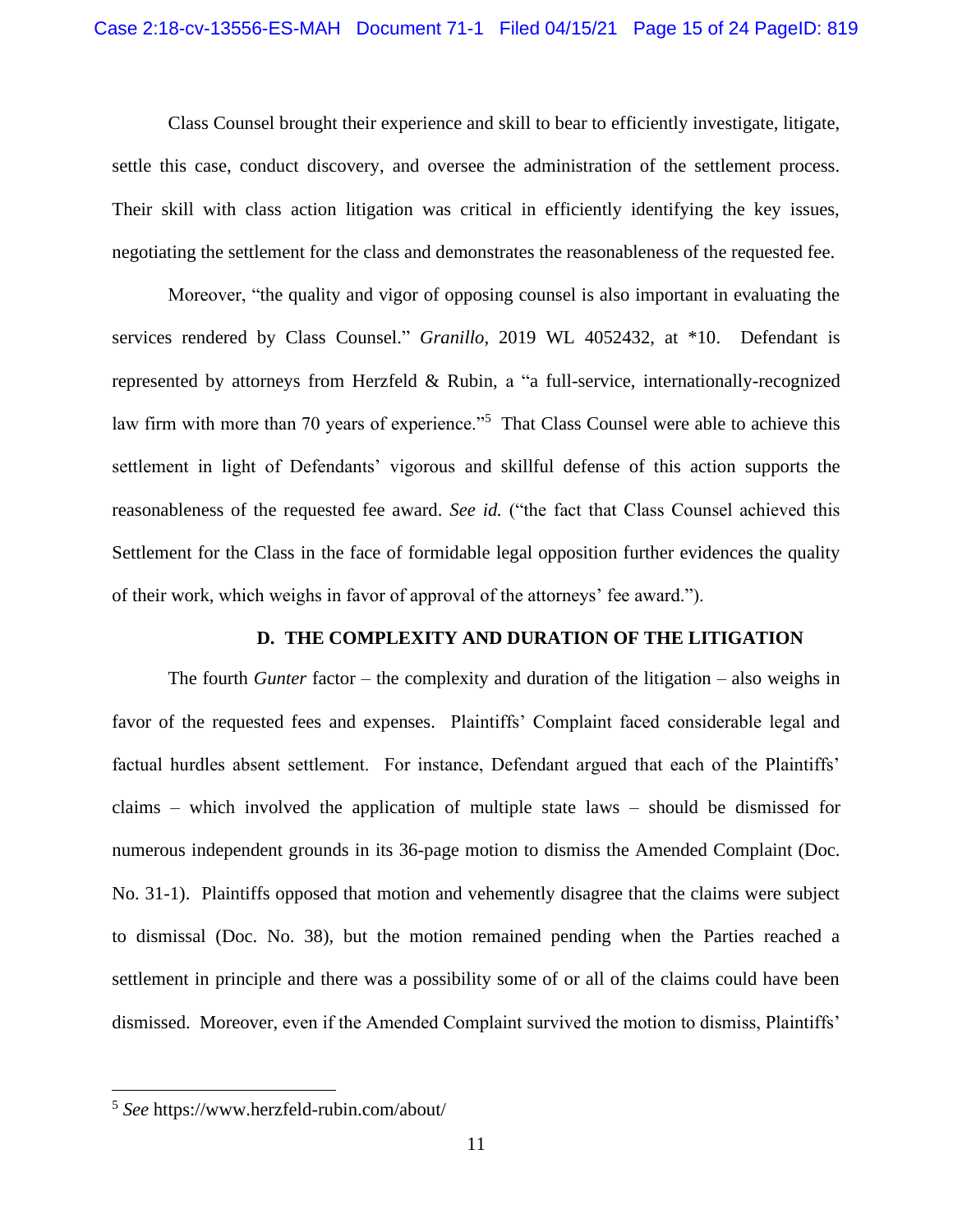Class Counsel brought their experience and skill to bear to efficiently investigate, litigate, settle this case, conduct discovery, and oversee the administration of the settlement process. Their skill with class action litigation was critical in efficiently identifying the key issues, negotiating the settlement for the class and demonstrates the reasonableness of the requested fee.

Moreover, "the quality and vigor of opposing counsel is also important in evaluating the services rendered by Class Counsel." *Granillo*, 2019 WL 4052432, at *10. Defendant is represented by attorneys from Herzfeld & Rubin, a "a full-service, internationally-recognized law firm with more than 70 years of experience."[5] That Class Counsel were able to achieve this settlement in light of Defendants' vigorous and skillful defense of this action supports the reasonableness of the requested fee award. *See id.* ("the fact that Class Counsel achieved this Settlement for the Class in the face of formidable legal opposition further evidences the quality of their work, which weighs in favor of approval of the attorneys' fee award.").

### D. THE COMPLEXITY AND DURATION OF THE LITIGATION

The fourth *Gunter* factor – the complexity and duration of the litigation – also weighs in favor of the requested fees and expenses. Plaintiffs' Complaint faced considerable legal and factual hurdles absent settlement. For instance, Defendant argued that each of the Plaintiffs' claims – which involved the application of multiple state laws – should be dismissed for numerous independent grounds in its 36-page motion to dismiss the Amended Complaint (Doc. No. 31-1). Plaintiffs opposed that motion and vehemently disagree that the claims were subject to dismissal (Doc. No. 38), but the motion remained pending when the Parties reached a settlement in principle and there was a possibility some of or all of the claims could have been dismissed. Moreover, even if the Amended Complaint survived the motion to dismiss, Plaintiffs'

---

[5] *See* https://www.herzfeld-rubin.com/about/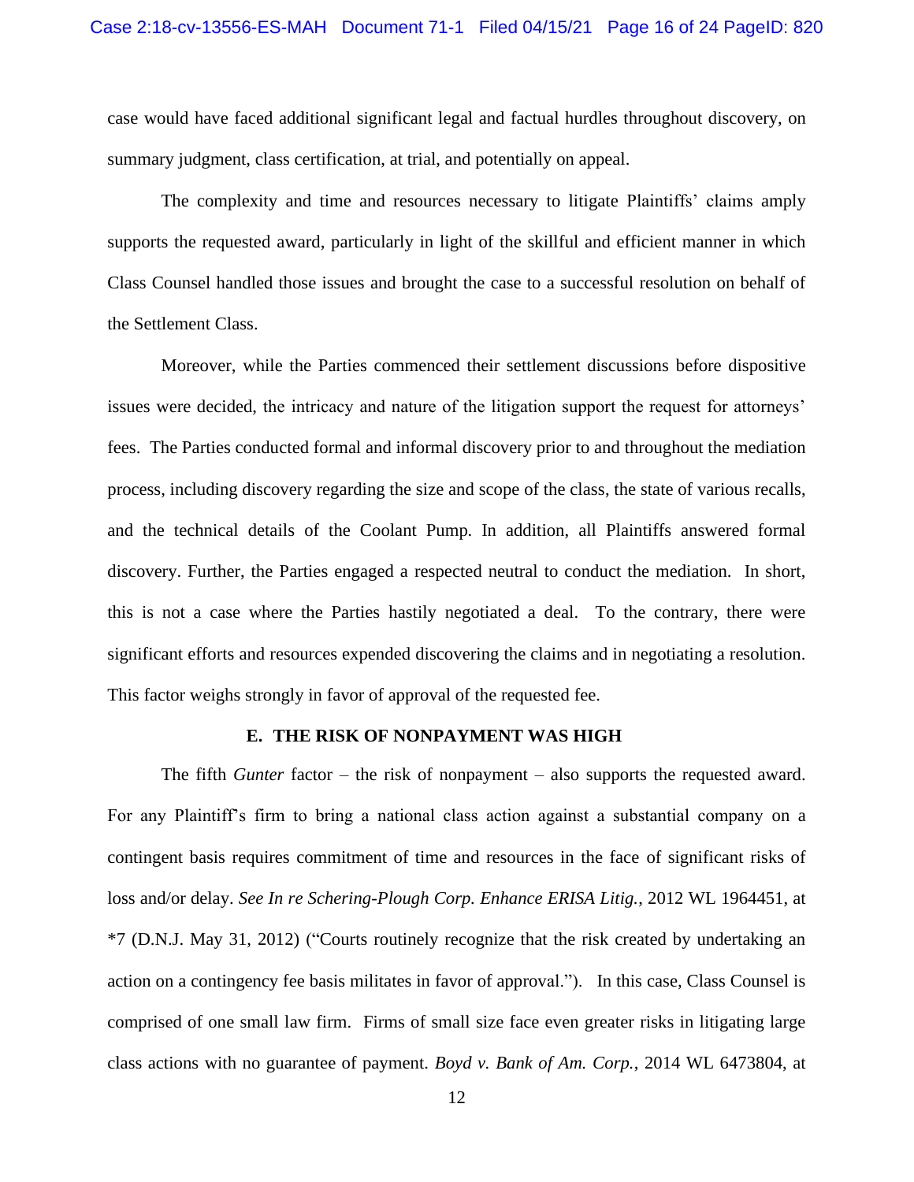case would have faced additional significant legal and factual hurdles throughout discovery, on summary judgment, class certification, at trial, and potentially on appeal.

The complexity and time and resources necessary to litigate Plaintiffs' claims amply supports the requested award, particularly in light of the skillful and efficient manner in which Class Counsel handled those issues and brought the case to a successful resolution on behalf of the Settlement Class.

Moreover, while the Parties commenced their settlement discussions before dispositive issues were decided, the intricacy and nature of the litigation support the request for attorneys' fees. The Parties conducted formal and informal discovery prior to and throughout the mediation process, including discovery regarding the size and scope of the class, the state of various recalls, and the technical details of the Coolant Pump. In addition, all Plaintiffs answered formal discovery. Further, the Parties engaged a respected neutral to conduct the mediation. In short, this is not a case where the Parties hastily negotiated a deal. To the contrary, there were significant efforts and resources expended discovering the claims and in negotiating a resolution. This factor weighs strongly in favor of approval of the requested fee.

### E. THE RISK OF NONPAYMENT WAS HIGH

The fifth *Gunter* factor – the risk of nonpayment – also supports the requested award. For any Plaintiff's firm to bring a national class action against a substantial company on a contingent basis requires commitment of time and resources in the face of significant risks of loss and/or delay. *See In re Schering-Plough Corp. Enhance ERISA Litig.*, 2012 WL 1964451, at *7 (D.N.J. May 31, 2012) ("Courts routinely recognize that the risk created by undertaking an action on a contingency fee basis militates in favor of approval."). In this case, Class Counsel is comprised of one small law firm. Firms of small size face even greater risks in litigating large class actions with no guarantee of payment. *Boyd v. Bank of Am. Corp.*, 2014 WL 6473804, at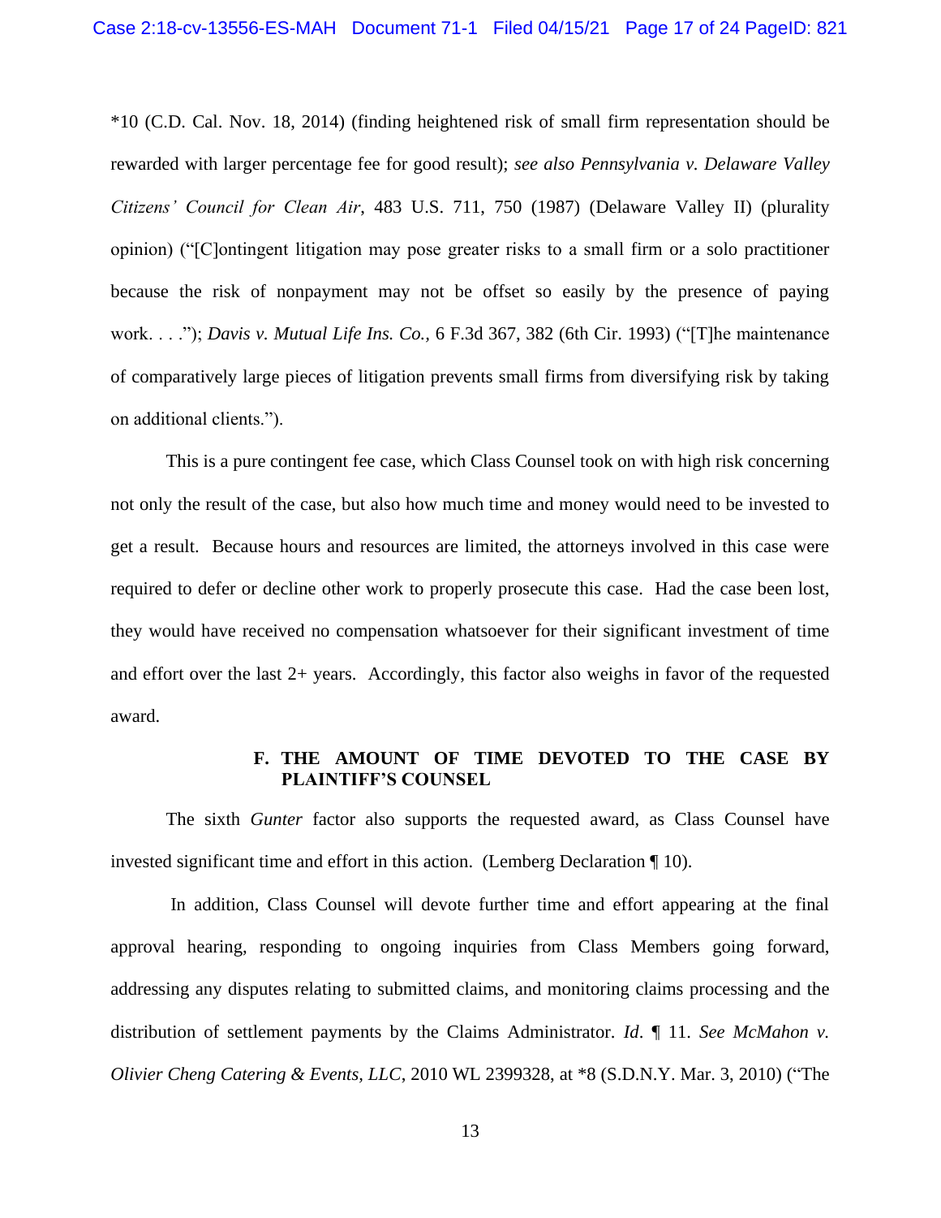*10 (C.D. Cal. Nov. 18, 2014) (finding heightened risk of small firm representation should be rewarded with larger percentage fee for good result); *see also Pennsylvania v. Delaware Valley Citizens' Council for Clean Air*, 483 U.S. 711, 750 (1987) (Delaware Valley II) (plurality opinion) ("[C]ontingent litigation may pose greater risks to a small firm or a solo practitioner because the risk of nonpayment may not be offset so easily by the presence of paying work. . . ."); *Davis v. Mutual Life Ins. Co.*, 6 F.3d 367, 382 (6th Cir. 1993) ("[T]he maintenance of comparatively large pieces of litigation prevents small firms from diversifying risk by taking on additional clients.").

This is a pure contingent fee case, which Class Counsel took on with high risk concerning not only the result of the case, but also how much time and money would need to be invested to get a result. Because hours and resources are limited, the attorneys involved in this case were required to defer or decline other work to properly prosecute this case. Had the case been lost, they would have received no compensation whatsoever for their significant investment of time and effort over the last 2+ years. Accordingly, this factor also weighs in favor of the requested award.

### F. THE AMOUNT OF TIME DEVOTED TO THE CASE BY PLAINTIFF'S COUNSEL

The sixth *Gunter* factor also supports the requested award, as Class Counsel have invested significant time and effort in this action. (Lemberg Declaration ¶ 10).

In addition, Class Counsel will devote further time and effort appearing at the final approval hearing, responding to ongoing inquiries from Class Members going forward, addressing any disputes relating to submitted claims, and monitoring claims processing and the distribution of settlement payments by the Claims Administrator. *Id.* ¶ 11. *See McMahon v. Olivier Cheng Catering & Events, LLC*, 2010 WL 2399328, at *8 (S.D.N.Y. Mar. 3, 2010) ("The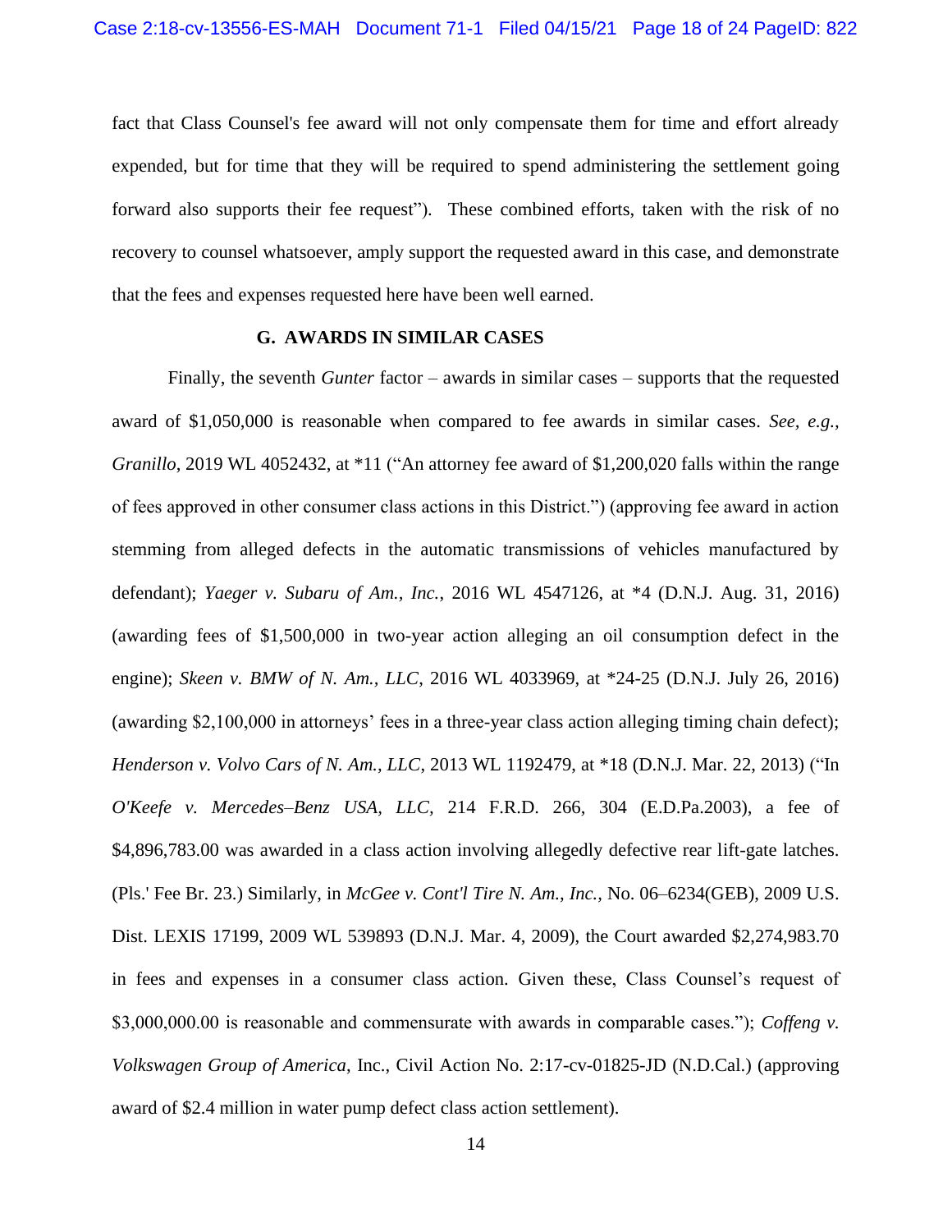fact that Class Counsel's fee award will not only compensate them for time and effort already expended, but for time that they will be required to spend administering the settlement going forward also supports their fee request"). These combined efforts, taken with the risk of no recovery to counsel whatsoever, amply support the requested award in this case, and demonstrate that the fees and expenses requested here have been well earned.

### G. AWARDS IN SIMILAR CASES

Finally, the seventh *Gunter* factor – awards in similar cases – supports that the requested award of $1,050,000 is reasonable when compared to fee awards in similar cases. *See, e.g.*, *Granillo*, 2019 WL 4052432, at *11 ("An attorney fee award of $1,200,020 falls within the range of fees approved in other consumer class actions in this District.") (approving fee award in action stemming from alleged defects in the automatic transmissions of vehicles manufactured by defendant); *Yaeger v. Subaru of Am., Inc.*, 2016 WL 4547126, at *4 (D.N.J. Aug. 31, 2016) (awarding fees of $1,500,000 in two-year action alleging an oil consumption defect in the engine); *Skeen v. BMW of N. Am., LLC*, 2016 WL 4033969, at *24-25 (D.N.J. July 26, 2016) (awarding $2,100,000 in attorneys' fees in a three-year class action alleging timing chain defect); *Henderson v. Volvo Cars of N. Am., LLC*, 2013 WL 1192479, at *18 (D.N.J. Mar. 22, 2013) ("In *O'Keefe v. Mercedes–Benz USA, LLC*, 214 F.R.D. 266, 304 (E.D.Pa.2003), a fee of $4,896,783.00 was awarded in a class action involving allegedly defective rear lift-gate latches. (Pls.' Fee Br. 23.) Similarly, in *McGee v. Cont'l Tire N. Am., Inc.*, No. 06–6234(GEB), 2009 U.S. Dist. LEXIS 17199, 2009 WL 539893 (D.N.J. Mar. 4, 2009), the Court awarded $2,274,983.70 in fees and expenses in a consumer class action. Given these, Class Counsel's request of $3,000,000.00 is reasonable and commensurate with awards in comparable cases."); *Coffeng v. Volkswagen Group of America*, Inc., Civil Action No. 2:17-cv-01825-JD (N.D.Cal.) (approving award of $2.4 million in water pump defect class action settlement).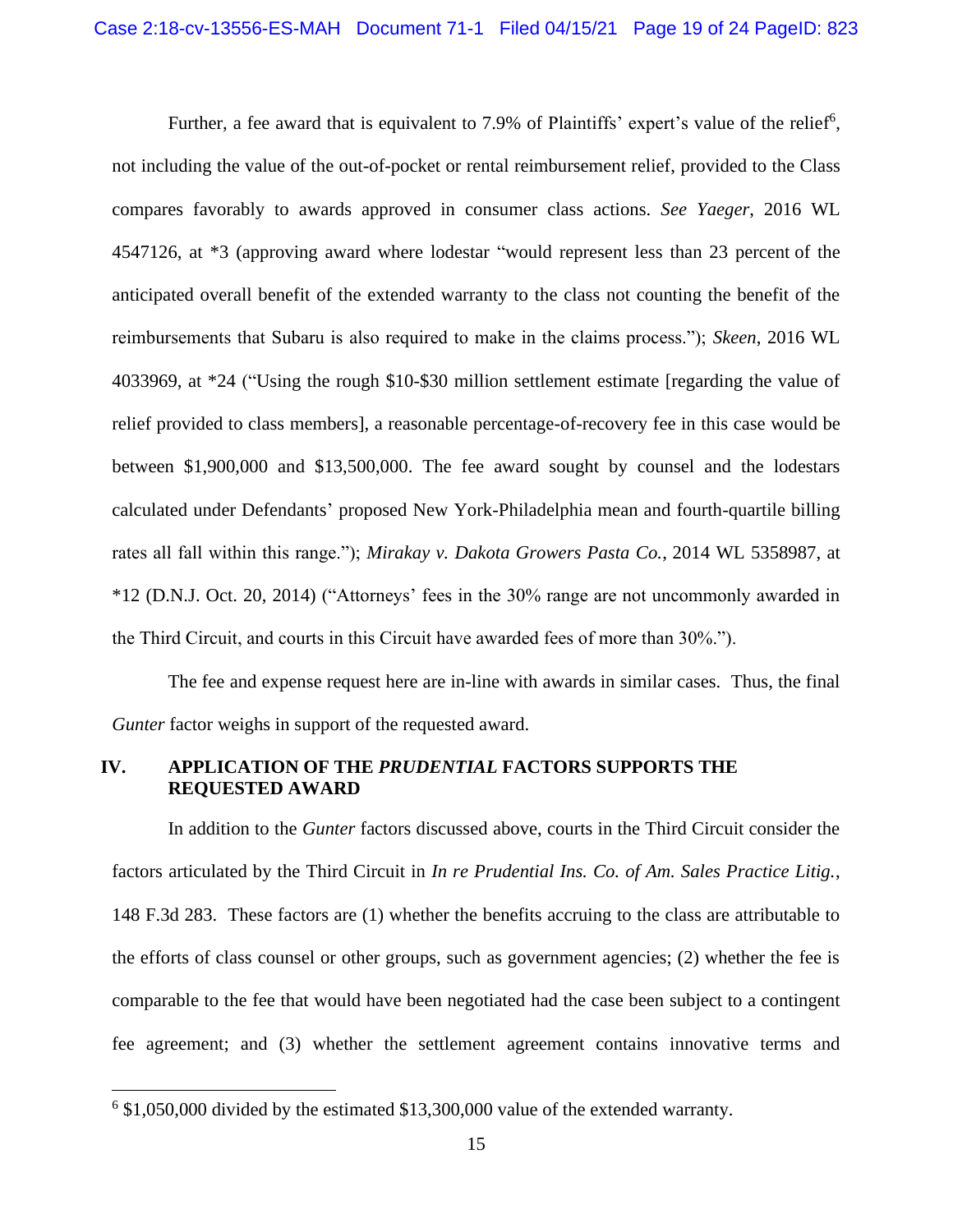Further, a fee award that is equivalent to 7.9% of Plaintiffs' expert's value of the relief[6], not including the value of the out-of-pocket or rental reimbursement relief, provided to the Class compares favorably to awards approved in consumer class actions. *See Yaeger*, 2016 WL 4547126, at *3 (approving award where lodestar "would represent less than 23 percent of the anticipated overall benefit of the extended warranty to the class not counting the benefit of the reimbursements that Subaru is also required to make in the claims process."); *Skeen*, 2016 WL 4033969, at *24 ("Using the rough $10-$30 million settlement estimate [regarding the value of relief provided to class members], a reasonable percentage-of-recovery fee in this case would be between $1,900,000 and $13,500,000. The fee award sought by counsel and the lodestars calculated under Defendants' proposed New York-Philadelphia mean and fourth-quartile billing rates all fall within this range."); *Mirakay v. Dakota Growers Pasta Co.*, 2014 WL 5358987, at *12 (D.N.J. Oct. 20, 2014) ("Attorneys' fees in the 30% range are not uncommonly awarded in the Third Circuit, and courts in this Circuit have awarded fees of more than 30%.").

The fee and expense request here are in-line with awards in similar cases. Thus, the final *Gunter* factor weighs in support of the requested award.

## IV. APPLICATION OF THE *PRUDENTIAL* FACTORS SUPPORTS THE REQUESTED AWARD

In addition to the *Gunter* factors discussed above, courts in the Third Circuit consider the factors articulated by the Third Circuit in *In re Prudential Ins. Co. of Am. Sales Practice Litig.*, 148 F.3d 283. These factors are (1) whether the benefits accruing to the class are attributable to the efforts of class counsel or other groups, such as government agencies; (2) whether the fee is comparable to the fee that would have been negotiated had the case been subject to a contingent fee agreement; and (3) whether the settlement agreement contains innovative terms and

---

[6] $1,050,000 divided by the estimated $13,300,000 value of the extended warranty.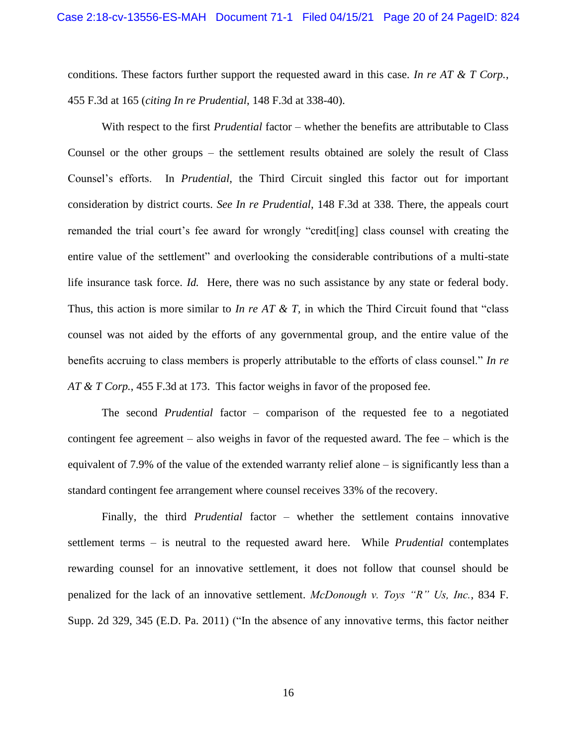conditions. These factors further support the requested award in this case. *In re AT & T Corp.*, 455 F.3d at 165 (*citing In re Prudential*, 148 F.3d at 338-40).

With respect to the first *Prudential* factor – whether the benefits are attributable to Class Counsel or the other groups – the settlement results obtained are solely the result of Class Counsel's efforts. In *Prudential*, the Third Circuit singled this factor out for important consideration by district courts. *See In re Prudential*, 148 F.3d at 338. There, the appeals court remanded the trial court's fee award for wrongly "credit[ing] class counsel with creating the entire value of the settlement" and overlooking the considerable contributions of a multi-state life insurance task force. *Id.* Here, there was no such assistance by any state or federal body. Thus, this action is more similar to *In re AT & T*, in which the Third Circuit found that "class counsel was not aided by the efforts of any governmental group, and the entire value of the benefits accruing to class members is properly attributable to the efforts of class counsel." *In re AT & T Corp.*, 455 F.3d at 173. This factor weighs in favor of the proposed fee.

The second *Prudential* factor – comparison of the requested fee to a negotiated contingent fee agreement – also weighs in favor of the requested award. The fee – which is the equivalent of 7.9% of the value of the extended warranty relief alone – is significantly less than a standard contingent fee arrangement where counsel receives 33% of the recovery.

Finally, the third *Prudential* factor – whether the settlement contains innovative settlement terms – is neutral to the requested award here. While *Prudential* contemplates rewarding counsel for an innovative settlement, it does not follow that counsel should be penalized for the lack of an innovative settlement. *McDonough v. Toys "R" Us, Inc.*, 834 F. Supp. 2d 329, 345 (E.D. Pa. 2011) ("In the absence of any innovative terms, this factor neither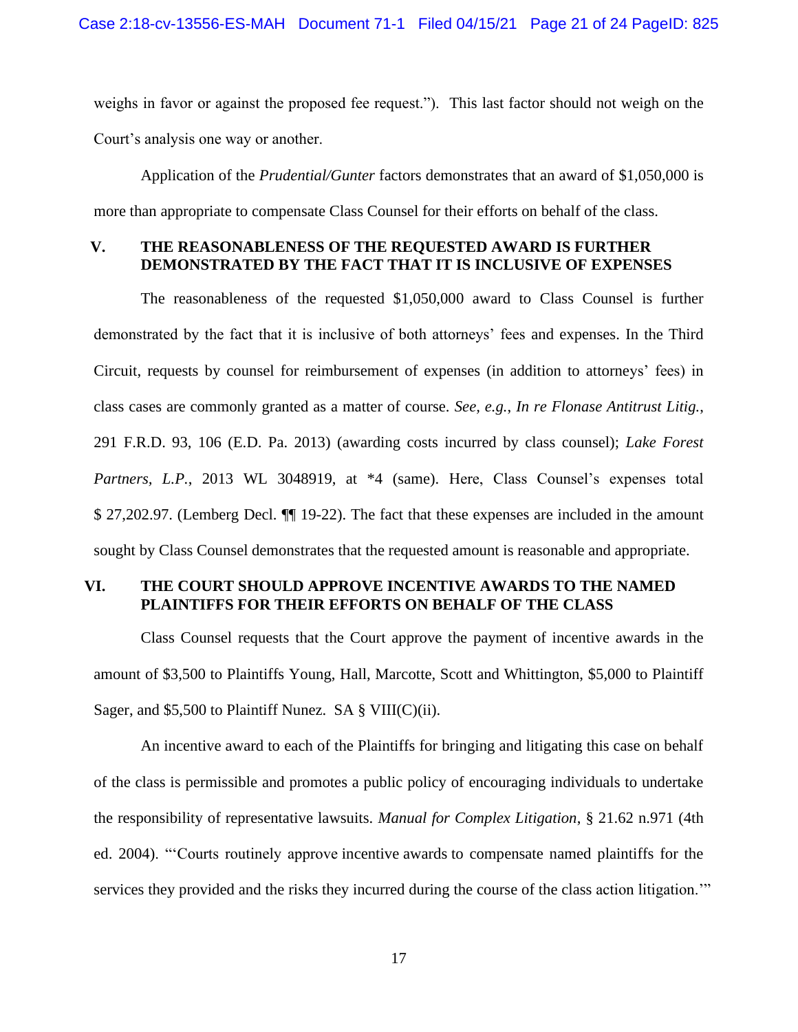weighs in favor or against the proposed fee request."). This last factor should not weigh on the Court's analysis one way or another.

Application of the *Prudential/Gunter* factors demonstrates that an award of $1,050,000 is more than appropriate to compensate Class Counsel for their efforts on behalf of the class.

## V. THE REASONABLENESS OF THE REQUESTED AWARD IS FURTHER DEMONSTRATED BY THE FACT THAT IT IS INCLUSIVE OF EXPENSES

The reasonableness of the requested $1,050,000 award to Class Counsel is further demonstrated by the fact that it is inclusive of both attorneys' fees and expenses. In the Third Circuit, requests by counsel for reimbursement of expenses (in addition to attorneys' fees) in class cases are commonly granted as a matter of course. *See, e.g.*, *In re Flonase Antitrust Litig.*, 291 F.R.D. 93, 106 (E.D. Pa. 2013) (awarding costs incurred by class counsel); *Lake Forest Partners, L.P.*, 2013 WL 3048919, at *4 (same). Here, Class Counsel's expenses total $ 27,202.97. (Lemberg Decl. ¶¶ 19-22). The fact that these expenses are included in the amount sought by Class Counsel demonstrates that the requested amount is reasonable and appropriate.

## VI. THE COURT SHOULD APPROVE INCENTIVE AWARDS TO THE NAMED PLAINTIFFS FOR THEIR EFFORTS ON BEHALF OF THE CLASS

Class Counsel requests that the Court approve the payment of incentive awards in the amount of $3,500 to Plaintiffs Young, Hall, Marcotte, Scott and Whittington, $5,000 to Plaintiff Sager, and $5,500 to Plaintiff Nunez. SA § VIII(C)(ii).

An incentive award to each of the Plaintiffs for bringing and litigating this case on behalf of the class is permissible and promotes a public policy of encouraging individuals to undertake the responsibility of representative lawsuits. *Manual for Complex Litigation*, § 21.62 n.971 (4th ed. 2004). "'Courts routinely approve incentive awards to compensate named plaintiffs for the services they provided and the risks they incurred during the course of the class action litigation.'"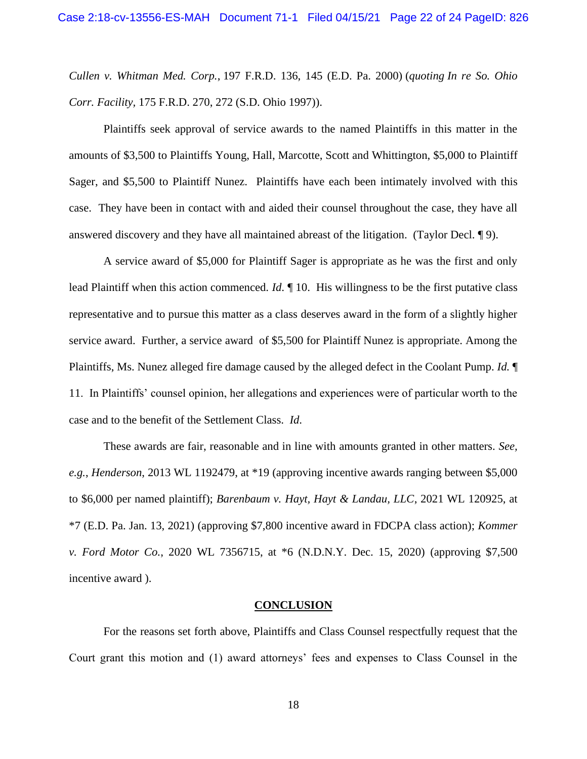*Cullen v. Whitman Med. Corp.*, 197 F.R.D. 136, 145 (E.D. Pa. 2000) (*quoting In re So. Ohio Corr. Facility*, 175 F.R.D. 270, 272 (S.D. Ohio 1997)).

Plaintiffs seek approval of service awards to the named Plaintiffs in this matter in the amounts of $3,500 to Plaintiffs Young, Hall, Marcotte, Scott and Whittington, $5,000 to Plaintiff Sager, and $5,500 to Plaintiff Nunez. Plaintiffs have each been intimately involved with this case. They have been in contact with and aided their counsel throughout the case, they have all answered discovery and they have all maintained abreast of the litigation. (Taylor Decl. ¶ 9).

A service award of $5,000 for Plaintiff Sager is appropriate as he was the first and only lead Plaintiff when this action commenced. *Id*. ¶ 10. His willingness to be the first putative class representative and to pursue this matter as a class deserves award in the form of a slightly higher service award. Further, a service award of $5,500 for Plaintiff Nunez is appropriate. Among the Plaintiffs, Ms. Nunez alleged fire damage caused by the alleged defect in the Coolant Pump. *Id.* ¶ 11. In Plaintiffs' counsel opinion, her allegations and experiences were of particular worth to the case and to the benefit of the Settlement Class. *Id*.

These awards are fair, reasonable and in line with amounts granted in other matters. *See, e.g.*, *Henderson*, 2013 WL 1192479, at *19 (approving incentive awards ranging between $5,000 to $6,000 per named plaintiff); *Barenbaum v. Hayt, Hayt & Landau, LLC*, 2021 WL 120925, at *7 (E.D. Pa. Jan. 13, 2021) (approving $7,800 incentive award in FDCPA class action); *Kommer v. Ford Motor Co.*, 2020 WL 7356715, at *6 (N.D.N.Y. Dec. 15, 2020) (approving $7,500 incentive award ).

**CONCLUSION**

For the reasons set forth above, Plaintiffs and Class Counsel respectfully request that the Court grant this motion and (1) award attorneys' fees and expenses to Class Counsel in the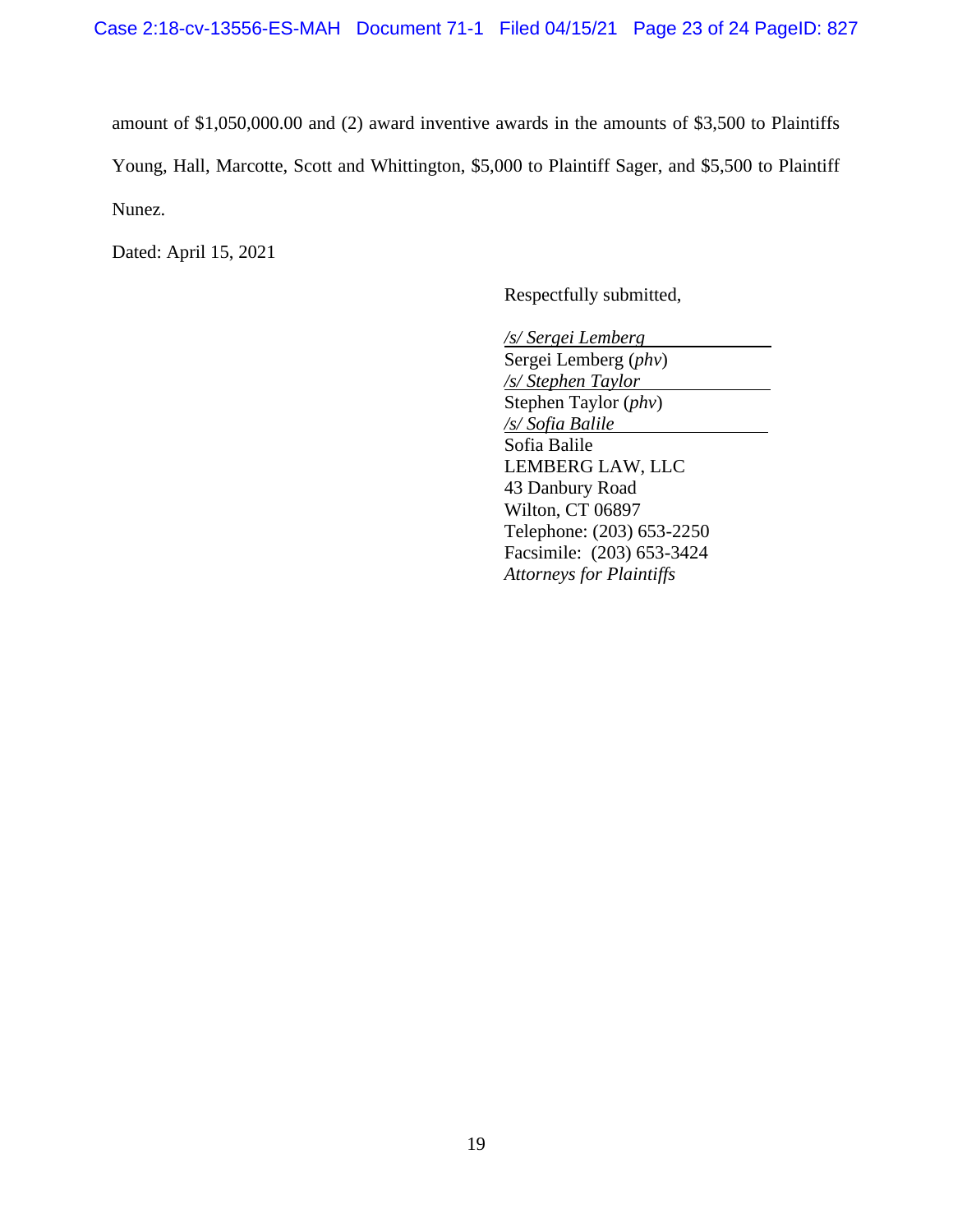amount of $1,050,000.00 and (2) award inventive awards in the amounts of $3,500 to Plaintiffs Young, Hall, Marcotte, Scott and Whittington, $5,000 to Plaintiff Sager, and $5,500 to Plaintiff Nunez.

Dated: April 15, 2021

Respectfully submitted,

*/s/ Sergei Lemberg*
Sergei Lemberg (*phv*)
*/s/ Stephen Taylor*
Stephen Taylor (*phv*)
*/s/ Sofia Balile*
Sofia Balile
LEMBERG LAW, LLC
43 Danbury Road
Wilton, CT 06897
Telephone: (203) 653-2250
Facsimile: (203) 653-3424
*Attorneys for Plaintiffs*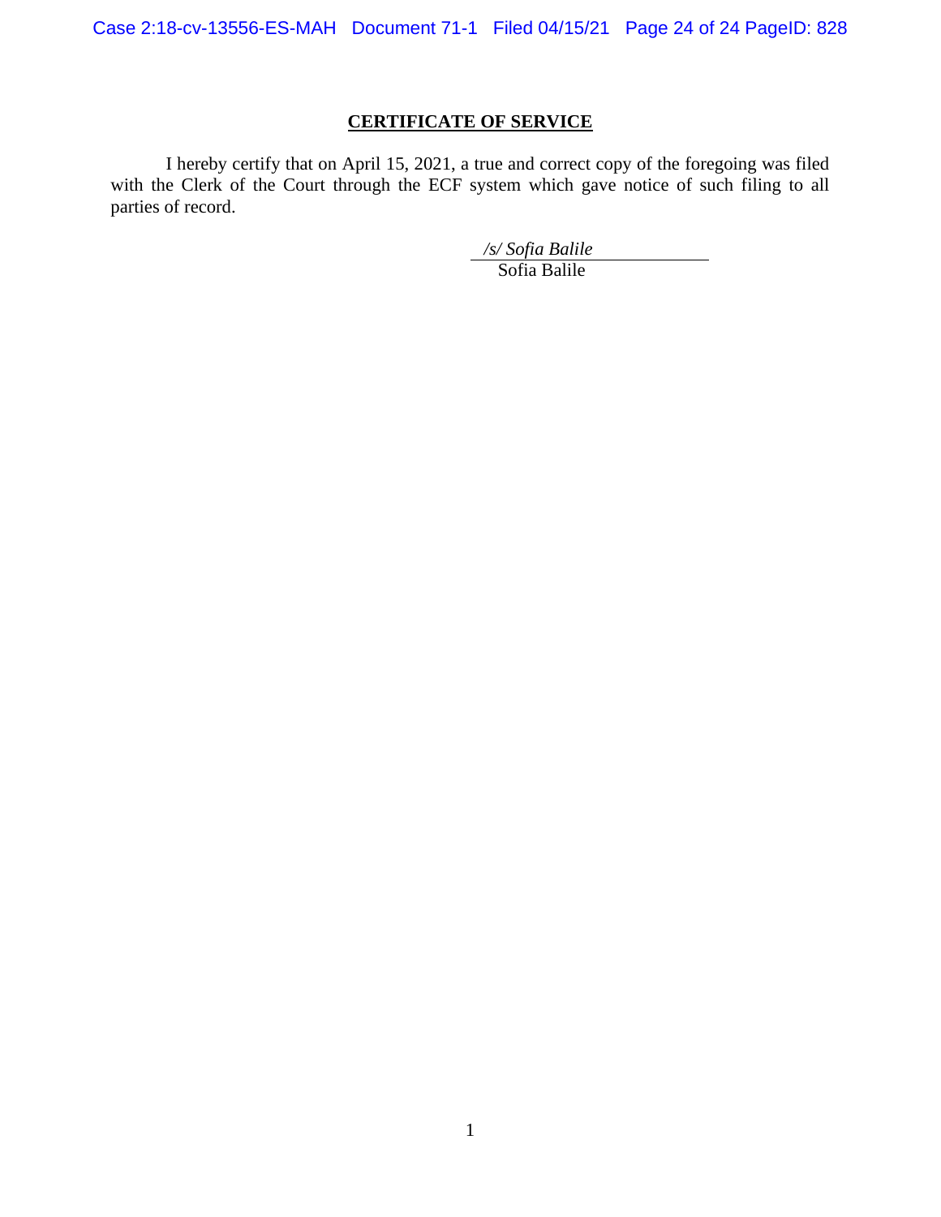## CERTIFICATE OF SERVICE

I hereby certify that on April 15, 2021, a true and correct copy of the foregoing was filed with the Clerk of the Court through the ECF system which gave notice of such filing to all parties of record.

*/s/ Sofia Balile*
Sofia Balile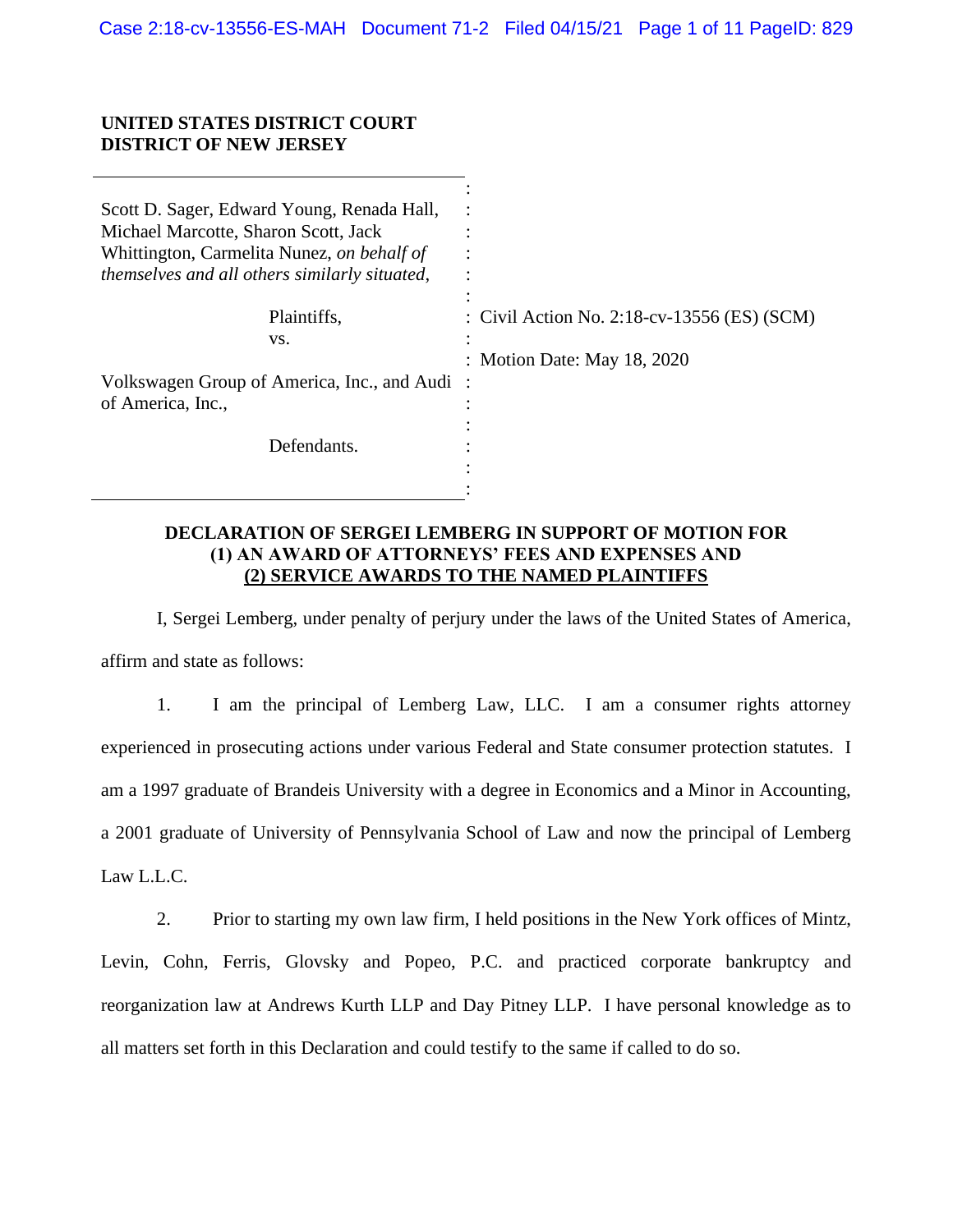**UNITED STATES DISTRICT COURT**
**DISTRICT OF NEW JERSEY**

| | |
|---|---|
| Scott D. Sager, Edward Young, Renada Hall, Michael Marcotte, Sharon Scott, Jack Whittington, Carmelita Nunez, *on behalf of themselves and all others similarly situated*, | |
| Plaintiffs, | Civil Action No. 2:18-cv-13556 (ES) (SCM) |
| vs. | Motion Date: May 18, 2020 |
| Volkswagen Group of America, Inc., and Audi of America, Inc., | |
| Defendants. | |

**DECLARATION OF SERGEI LEMBERG IN SUPPORT OF MOTION FOR (1) AN AWARD OF ATTORNEYS' FEES AND EXPENSES AND (2) SERVICE AWARDS TO THE NAMED PLAINTIFFS**

I, Sergei Lemberg, under penalty of perjury under the laws of the United States of America, affirm and state as follows:

1. I am the principal of Lemberg Law, LLC. I am a consumer rights attorney experienced in prosecuting actions under various Federal and State consumer protection statutes. I am a 1997 graduate of Brandeis University with a degree in Economics and a Minor in Accounting, a 2001 graduate of University of Pennsylvania School of Law and now the principal of Lemberg Law L.L.C.

2. Prior to starting my own law firm, I held positions in the New York offices of Mintz, Levin, Cohn, Ferris, Glovsky and Popeo, P.C. and practiced corporate bankruptcy and reorganization law at Andrews Kurth LLP and Day Pitney LLP. I have personal knowledge as to all matters set forth in this Declaration and could testify to the same if called to do so.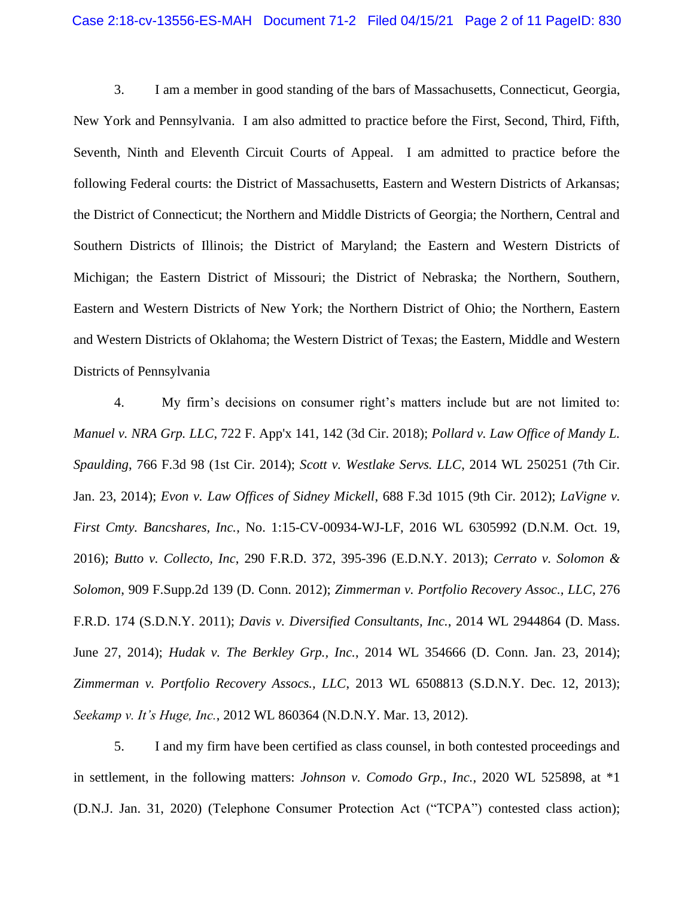3. I am a member in good standing of the bars of Massachusetts, Connecticut, Georgia, New York and Pennsylvania. I am also admitted to practice before the First, Second, Third, Fifth, Seventh, Ninth and Eleventh Circuit Courts of Appeal. I am admitted to practice before the following Federal courts: the District of Massachusetts, Eastern and Western Districts of Arkansas; the District of Connecticut; the Northern and Middle Districts of Georgia; the Northern, Central and Southern Districts of Illinois; the District of Maryland; the Eastern and Western Districts of Michigan; the Eastern District of Missouri; the District of Nebraska; the Northern, Southern, Eastern and Western Districts of New York; the Northern District of Ohio; the Northern, Eastern and Western Districts of Oklahoma; the Western District of Texas; the Eastern, Middle and Western Districts of Pennsylvania

4. My firm's decisions on consumer right's matters include but are not limited to: *Manuel v. NRA Grp. LLC*, 722 F. App'x 141, 142 (3d Cir. 2018); *Pollard v. Law Office of Mandy L. Spaulding*, 766 F.3d 98 (1st Cir. 2014); *Scott v. Westlake Servs. LLC*, 2014 WL 250251 (7th Cir. Jan. 23, 2014); *Evon v. Law Offices of Sidney Mickell*, 688 F.3d 1015 (9th Cir. 2012); *LaVigne v. First Cmty. Bancshares, Inc.*, No. 1:15-CV-00934-WJ-LF, 2016 WL 6305992 (D.N.M. Oct. 19, 2016); *Butto v. Collecto, Inc*, 290 F.R.D. 372, 395-396 (E.D.N.Y. 2013); *Cerrato v. Solomon & Solomon*, 909 F.Supp.2d 139 (D. Conn. 2012); *Zimmerman v. Portfolio Recovery Assoc., LLC*, 276 F.R.D. 174 (S.D.N.Y. 2011); *Davis v. Diversified Consultants, Inc.*, 2014 WL 2944864 (D. Mass. June 27, 2014); *Hudak v. The Berkley Grp., Inc.*, 2014 WL 354666 (D. Conn. Jan. 23, 2014); *Zimmerman v. Portfolio Recovery Assocs., LLC*, 2013 WL 6508813 (S.D.N.Y. Dec. 12, 2013); *Seekamp v. It's Huge, Inc.*, 2012 WL 860364 (N.D.N.Y. Mar. 13, 2012).

5. I and my firm have been certified as class counsel, in both contested proceedings and in settlement, in the following matters: *Johnson v. Comodo Grp., Inc.*, 2020 WL 525898, at *1 (D.N.J. Jan. 31, 2020) (Telephone Consumer Protection Act ("TCPA") contested class action);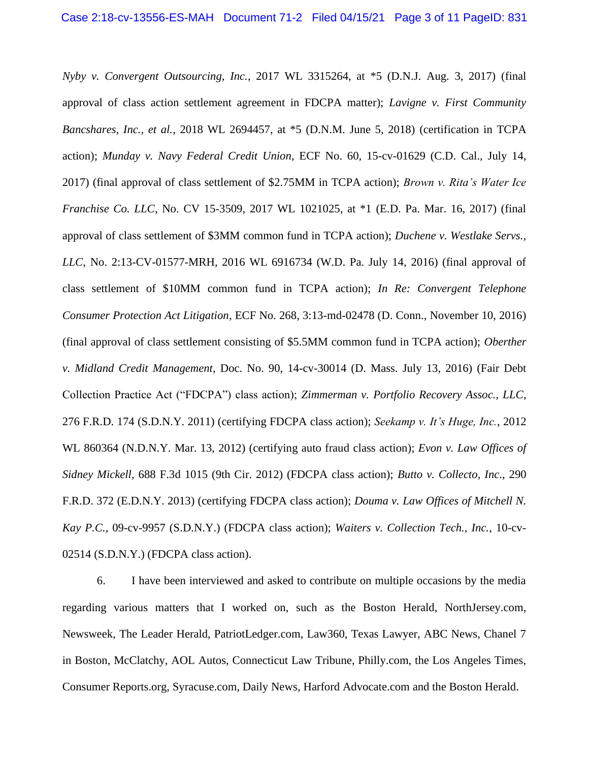*Nyby v. Convergent Outsourcing, Inc.*, 2017 WL 3315264, at *5 (D.N.J. Aug. 3, 2017) (final approval of class action settlement agreement in FDCPA matter); *Lavigne v. First Community Bancshares, Inc., et al.*, 2018 WL 2694457, at *5 (D.N.M. June 5, 2018) (certification in TCPA action); *Munday v. Navy Federal Credit Union*, ECF No. 60, 15-cv-01629 (C.D. Cal., July 14, 2017) (final approval of class settlement of $2.75MM in TCPA action); *Brown v. Rita's Water Ice Franchise Co. LLC*, No. CV 15-3509, 2017 WL 1021025, at *1 (E.D. Pa. Mar. 16, 2017) (final approval of class settlement of $3MM common fund in TCPA action); *Duchene v. Westlake Servs., LLC*, No. 2:13-CV-01577-MRH, 2016 WL 6916734 (W.D. Pa. July 14, 2016) (final approval of class settlement of $10MM common fund in TCPA action); *In Re: Convergent Telephone Consumer Protection Act Litigation*, ECF No. 268, 3:13-md-02478 (D. Conn., November 10, 2016) (final approval of class settlement consisting of $5.5MM common fund in TCPA action); *Oberther v. Midland Credit Management*, Doc. No. 90, 14-cv-30014 (D. Mass. July 13, 2016) (Fair Debt Collection Practice Act ("FDCPA") class action); *Zimmerman v. Portfolio Recovery Assoc., LLC*, 276 F.R.D. 174 (S.D.N.Y. 2011) (certifying FDCPA class action); *Seekamp v. It's Huge, Inc.*, 2012 WL 860364 (N.D.N.Y. Mar. 13, 2012) (certifying auto fraud class action); *Evon v. Law Offices of Sidney Mickell*, 688 F.3d 1015 (9th Cir. 2012) (FDCPA class action); *Butto v. Collecto, Inc.*, 290 F.R.D. 372 (E.D.N.Y. 2013) (certifying FDCPA class action); *Douma v. Law Offices of Mitchell N. Kay P.C.*, 09-cv-9957 (S.D.N.Y.) (FDCPA class action); *Waiters v. Collection Tech., Inc.*, 10-cv-02514 (S.D.N.Y.) (FDCPA class action).

6. I have been interviewed and asked to contribute on multiple occasions by the media regarding various matters that I worked on, such as the Boston Herald, NorthJersey.com, Newsweek, The Leader Herald, PatriotLedger.com, Law360, Texas Lawyer, ABC News, Chanel 7 in Boston, McClatchy, AOL Autos, Connecticut Law Tribune, Philly.com, the Los Angeles Times, Consumer Reports.org, Syracuse.com, Daily News, Harford Advocate.com and the Boston Herald.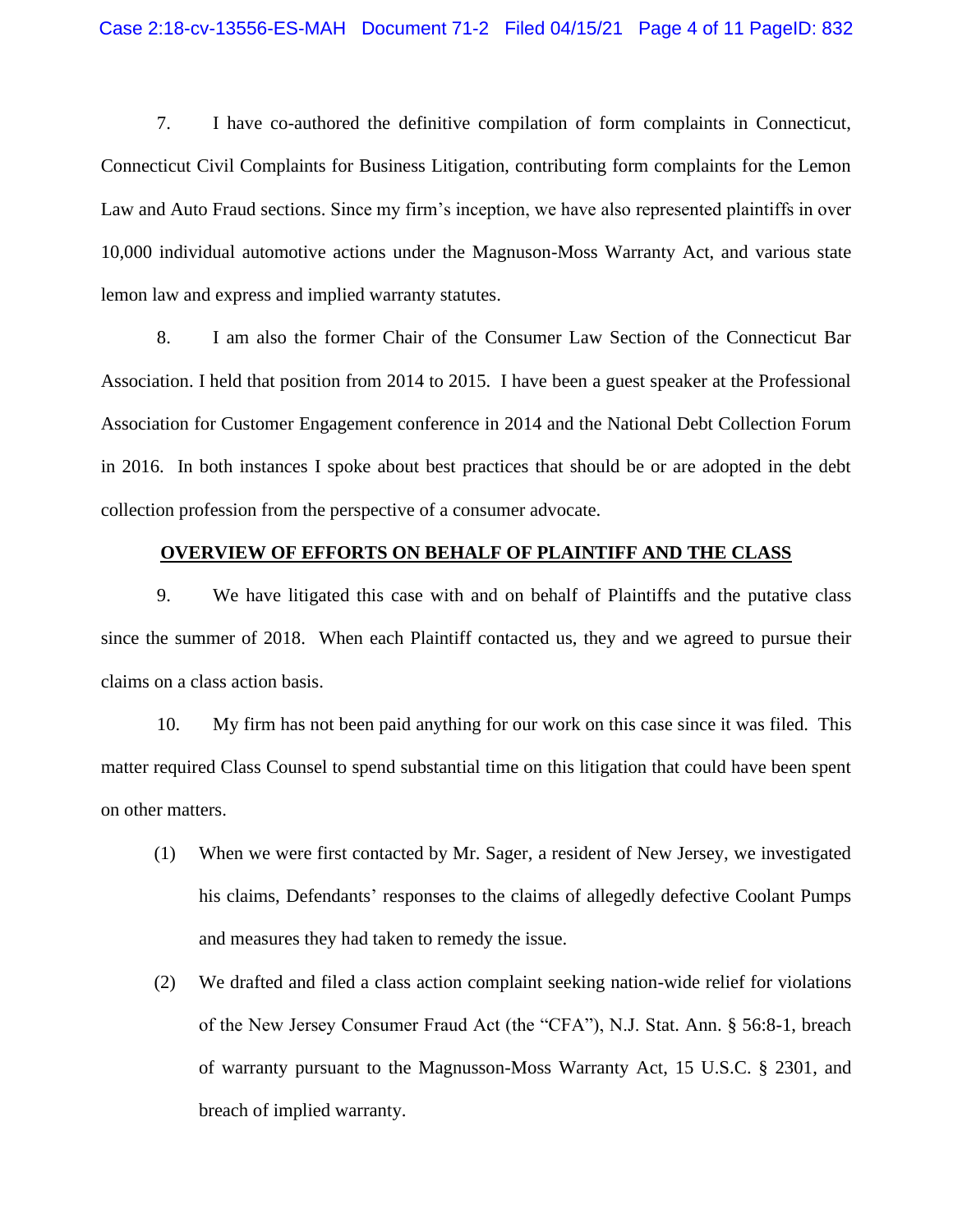7. I have co-authored the definitive compilation of form complaints in Connecticut, Connecticut Civil Complaints for Business Litigation, contributing form complaints for the Lemon Law and Auto Fraud sections. Since my firm's inception, we have also represented plaintiffs in over 10,000 individual automotive actions under the Magnuson-Moss Warranty Act, and various state lemon law and express and implied warranty statutes.

8. I am also the former Chair of the Consumer Law Section of the Connecticut Bar Association. I held that position from 2014 to 2015. I have been a guest speaker at the Professional Association for Customer Engagement conference in 2014 and the National Debt Collection Forum in 2016. In both instances I spoke about best practices that should be or are adopted in the debt collection profession from the perspective of a consumer advocate.

**OVERVIEW OF EFFORTS ON BEHALF OF PLAINTIFF AND THE CLASS**

9. We have litigated this case with and on behalf of Plaintiffs and the putative class since the summer of 2018. When each Plaintiff contacted us, they and we agreed to pursue their claims on a class action basis.

10. My firm has not been paid anything for our work on this case since it was filed. This matter required Class Counsel to spend substantial time on this litigation that could have been spent on other matters.

(1) When we were first contacted by Mr. Sager, a resident of New Jersey, we investigated his claims, Defendants' responses to the claims of allegedly defective Coolant Pumps and measures they had taken to remedy the issue.

(2) We drafted and filed a class action complaint seeking nation-wide relief for violations of the New Jersey Consumer Fraud Act (the "CFA"), N.J. Stat. Ann. § 56:8-1, breach of warranty pursuant to the Magnusson-Moss Warranty Act, 15 U.S.C. § 2301, and breach of implied warranty.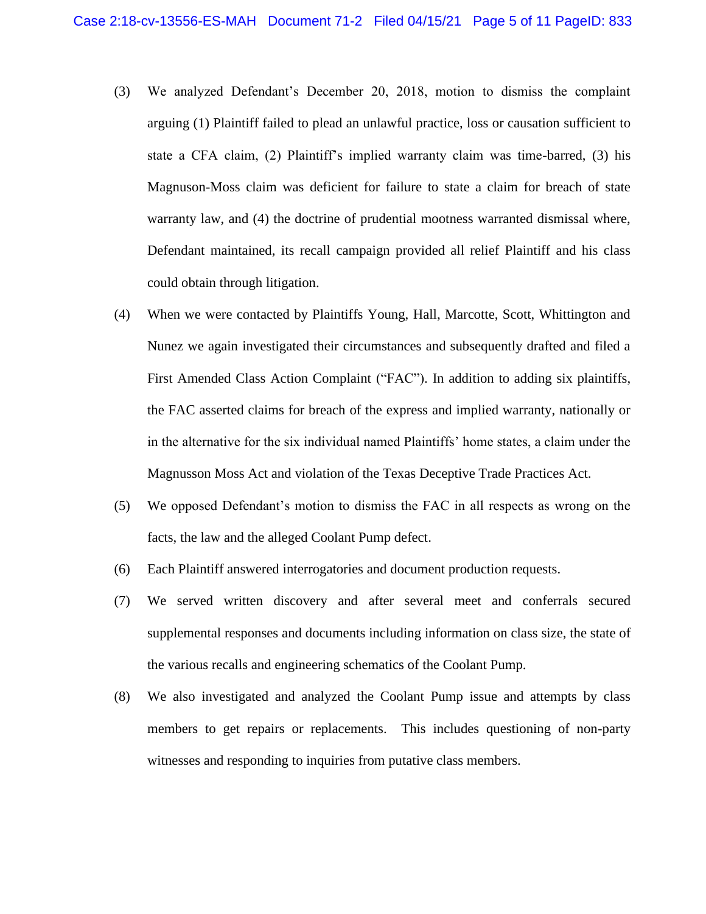(3) We analyzed Defendant's December 20, 2018, motion to dismiss the complaint arguing (1) Plaintiff failed to plead an unlawful practice, loss or causation sufficient to state a CFA claim, (2) Plaintiff's implied warranty claim was time-barred, (3) his Magnuson-Moss claim was deficient for failure to state a claim for breach of state warranty law, and (4) the doctrine of prudential mootness warranted dismissal where, Defendant maintained, its recall campaign provided all relief Plaintiff and his class could obtain through litigation.

(4) When we were contacted by Plaintiffs Young, Hall, Marcotte, Scott, Whittington and Nunez we again investigated their circumstances and subsequently drafted and filed a First Amended Class Action Complaint ("FAC"). In addition to adding six plaintiffs, the FAC asserted claims for breach of the express and implied warranty, nationally or in the alternative for the six individual named Plaintiffs' home states, a claim under the Magnusson Moss Act and violation of the Texas Deceptive Trade Practices Act.

(5) We opposed Defendant's motion to dismiss the FAC in all respects as wrong on the facts, the law and the alleged Coolant Pump defect.

(6) Each Plaintiff answered interrogatories and document production requests.

(7) We served written discovery and after several meet and conferrals secured supplemental responses and documents including information on class size, the state of the various recalls and engineering schematics of the Coolant Pump.

(8) We also investigated and analyzed the Coolant Pump issue and attempts by class members to get repairs or replacements. This includes questioning of non-party witnesses and responding to inquiries from putative class members.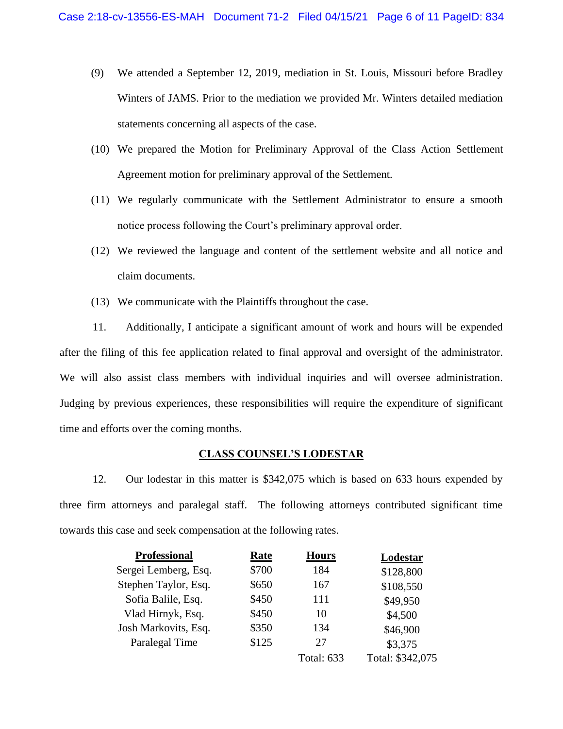(9) We attended a September 12, 2019, mediation in St. Louis, Missouri before Bradley Winters of JAMS. Prior to the mediation we provided Mr. Winters detailed mediation statements concerning all aspects of the case.

(10) We prepared the Motion for Preliminary Approval of the Class Action Settlement Agreement motion for preliminary approval of the Settlement.

(11) We regularly communicate with the Settlement Administrator to ensure a smooth notice process following the Court's preliminary approval order.

(12) We reviewed the language and content of the settlement website and all notice and claim documents.

(13) We communicate with the Plaintiffs throughout the case.

11. Additionally, I anticipate a significant amount of work and hours will be expended after the filing of this fee application related to final approval and oversight of the administrator. We will also assist class members with individual inquiries and will oversee administration. Judging by previous experiences, these responsibilities will require the expenditure of significant time and efforts over the coming months.

## CLASS COUNSEL'S LODESTAR

12. Our lodestar in this matter is $342,075 which is based on 633 hours expended by three firm attorneys and paralegal staff. The following attorneys contributed significant time towards this case and seek compensation at the following rates.

| Professional | Rate | Hours | Lodestar |
|---|---|---|---|
| Sergei Lemberg, Esq. | $700 | 184 | $128,800 |
| Stephen Taylor, Esq. | $650 | 167 | $108,550 |
| Sofia Balile, Esq. | $450 | 111 | $49,950 |
| Vlad Hirnyk, Esq. | $450 | 10 | $4,500 |
| Josh Markovits, Esq. | $350 | 134 | $46,900 |
| Paralegal Time | $125 | 27 | $3,375 |
| | | Total: 633 | Total: $342,075 |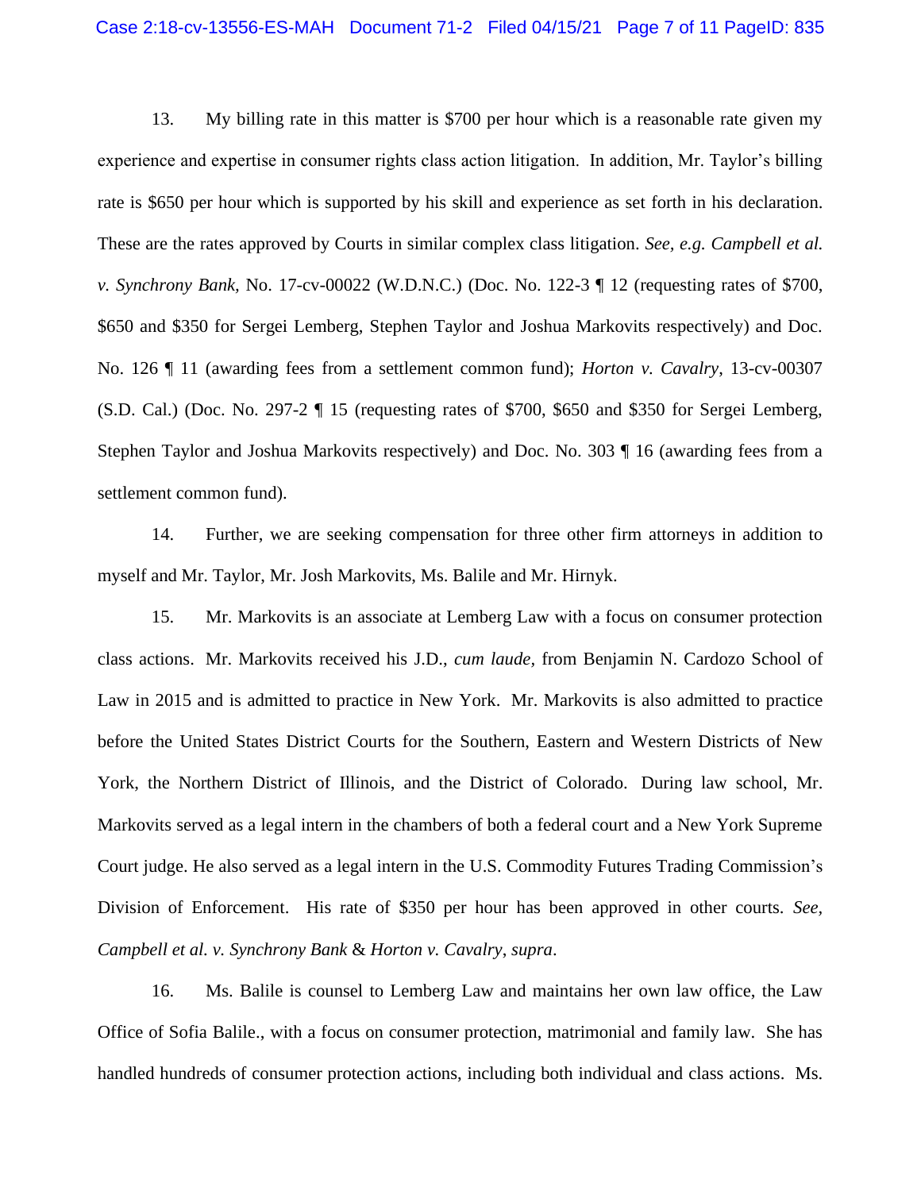13. My billing rate in this matter is $700 per hour which is a reasonable rate given my experience and expertise in consumer rights class action litigation. In addition, Mr. Taylor's billing rate is $650 per hour which is supported by his skill and experience as set forth in his declaration. These are the rates approved by Courts in similar complex class litigation. *See, e.g. Campbell et al. v. Synchrony Bank,* No. 17-cv-00022 (W.D.N.C.) (Doc. No. 122-3 ¶ 12 (requesting rates of $700, $650 and $350 for Sergei Lemberg, Stephen Taylor and Joshua Markovits respectively) and Doc. No. 126 ¶ 11 (awarding fees from a settlement common fund); *Horton v. Cavalry*, 13-cv-00307 (S.D. Cal.) (Doc. No. 297-2 ¶ 15 (requesting rates of $700, $650 and $350 for Sergei Lemberg, Stephen Taylor and Joshua Markovits respectively) and Doc. No. 303 ¶ 16 (awarding fees from a settlement common fund).

14. Further, we are seeking compensation for three other firm attorneys in addition to myself and Mr. Taylor, Mr. Josh Markovits, Ms. Balile and Mr. Hirnyk.

15. Mr. Markovits is an associate at Lemberg Law with a focus on consumer protection class actions. Mr. Markovits received his J.D., *cum laude,* from Benjamin N. Cardozo School of Law in 2015 and is admitted to practice in New York. Mr. Markovits is also admitted to practice before the United States District Courts for the Southern, Eastern and Western Districts of New York, the Northern District of Illinois, and the District of Colorado. During law school, Mr. Markovits served as a legal intern in the chambers of both a federal court and a New York Supreme Court judge. He also served as a legal intern in the U.S. Commodity Futures Trading Commission's Division of Enforcement. His rate of $350 per hour has been approved in other courts. *See*, *Campbell et al. v. Synchrony Bank* & *Horton v. Cavalry*, *supra*.

16. Ms. Balile is counsel to Lemberg Law and maintains her own law office, the Law Office of Sofia Balile., with a focus on consumer protection, matrimonial and family law. She has handled hundreds of consumer protection actions, including both individual and class actions. Ms.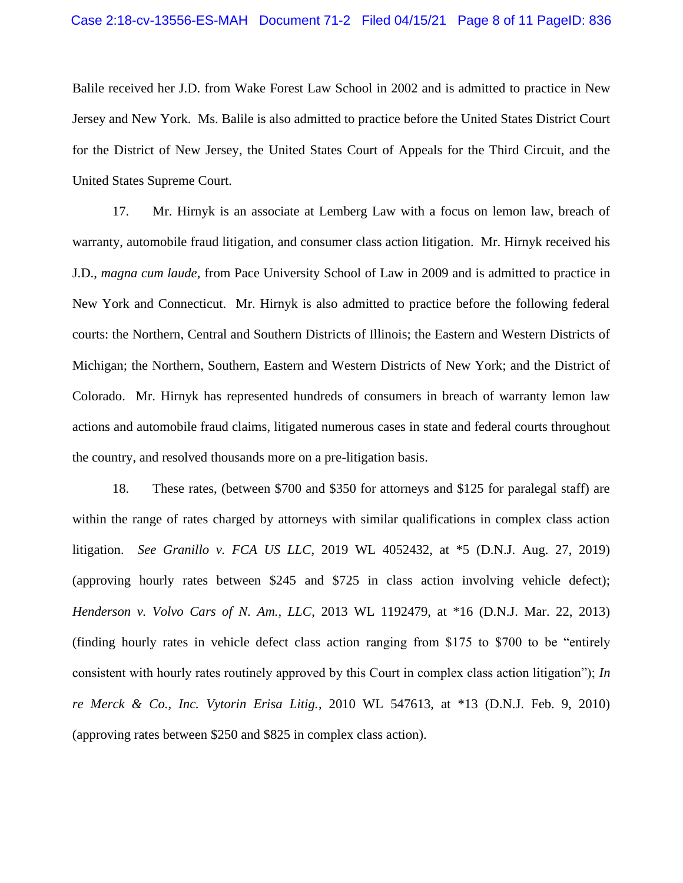Balile received her J.D. from Wake Forest Law School in 2002 and is admitted to practice in New Jersey and New York. Ms. Balile is also admitted to practice before the United States District Court for the District of New Jersey, the United States Court of Appeals for the Third Circuit, and the United States Supreme Court.

17. Mr. Hirnyk is an associate at Lemberg Law with a focus on lemon law, breach of warranty, automobile fraud litigation, and consumer class action litigation. Mr. Hirnyk received his J.D., *magna cum laude*, from Pace University School of Law in 2009 and is admitted to practice in New York and Connecticut. Mr. Hirnyk is also admitted to practice before the following federal courts: the Northern, Central and Southern Districts of Illinois; the Eastern and Western Districts of Michigan; the Northern, Southern, Eastern and Western Districts of New York; and the District of Colorado. Mr. Hirnyk has represented hundreds of consumers in breach of warranty lemon law actions and automobile fraud claims, litigated numerous cases in state and federal courts throughout the country, and resolved thousands more on a pre-litigation basis.

18. These rates, (between $700 and $350 for attorneys and $125 for paralegal staff) are within the range of rates charged by attorneys with similar qualifications in complex class action litigation. *See Granillo v. FCA US LLC*, 2019 WL 4052432, at *5 (D.N.J. Aug. 27, 2019) (approving hourly rates between $245 and $725 in class action involving vehicle defect); *Henderson v. Volvo Cars of N. Am., LLC*, 2013 WL 1192479, at *16 (D.N.J. Mar. 22, 2013) (finding hourly rates in vehicle defect class action ranging from $175 to $700 to be "entirely consistent with hourly rates routinely approved by this Court in complex class action litigation"); *In re Merck & Co., Inc. Vytorin Erisa Litig.*, 2010 WL 547613, at *13 (D.N.J. Feb. 9, 2010) (approving rates between $250 and $825 in complex class action).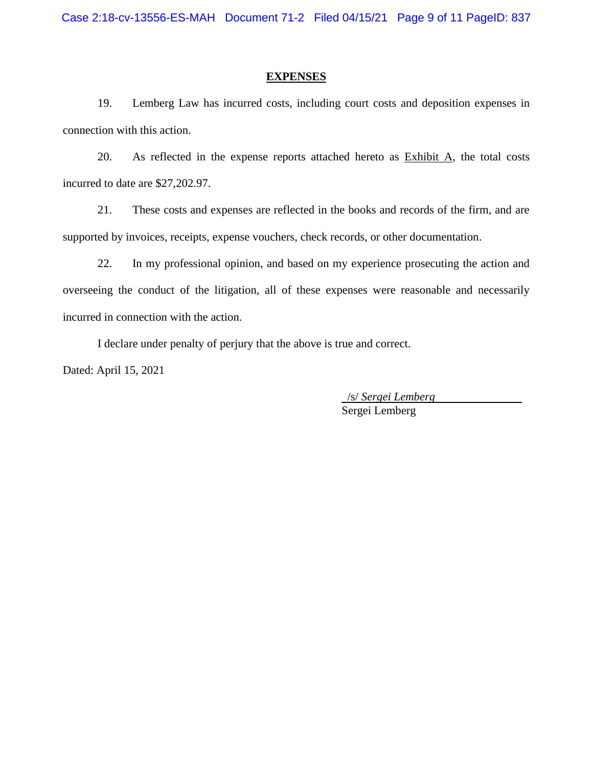## EXPENSES

19. Lemberg Law has incurred costs, including court costs and deposition expenses in connection with this action.

20. As reflected in the expense reports attached hereto as Exhibit A, the total costs incurred to date are $27,202.97.

21. These costs and expenses are reflected in the books and records of the firm, and are supported by invoices, receipts, expense vouchers, check records, or other documentation.

22. In my professional opinion, and based on my experience prosecuting the action and overseeing the conduct of the litigation, all of these expenses were reasonable and necessarily incurred in connection with the action.

I declare under penalty of perjury that the above is true and correct.

Dated: April 15, 2021

/s/ *Sergei Lemberg*
Sergei Lemberg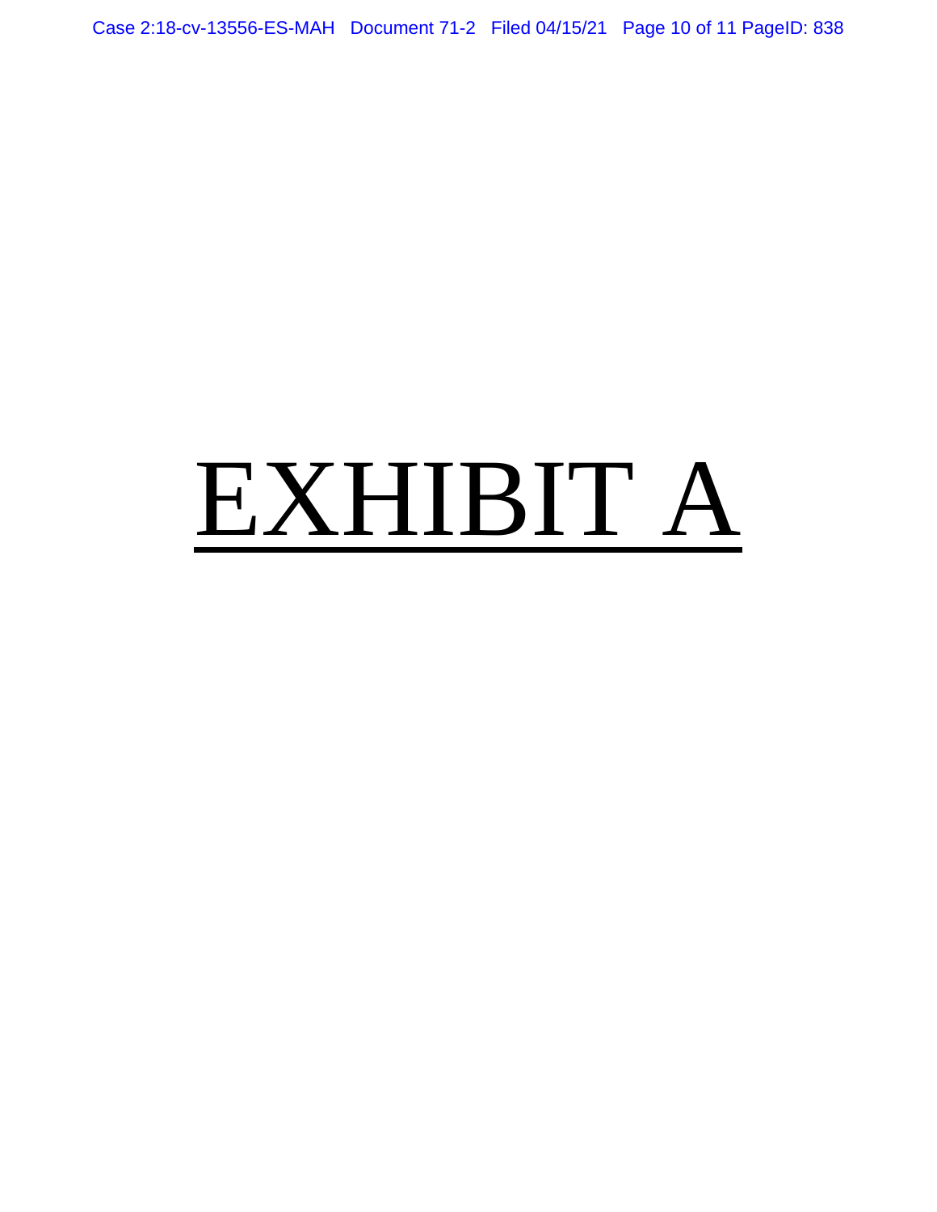# EXHIBIT A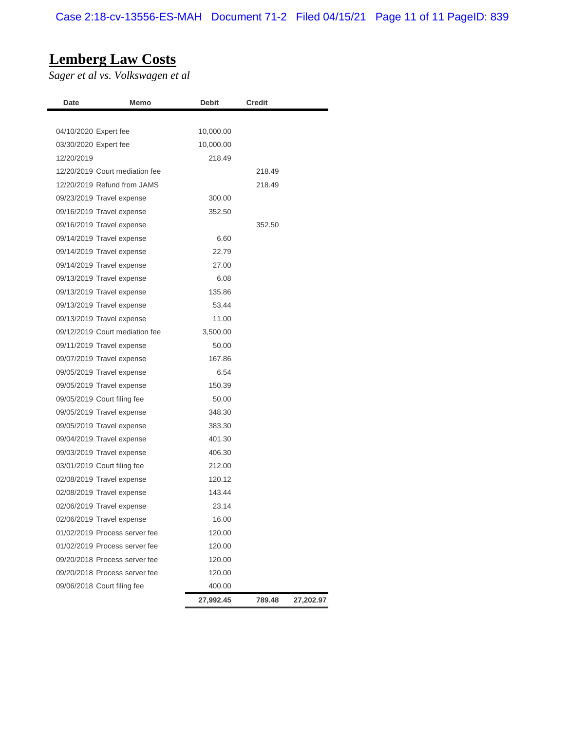# Lemberg Law Costs

*Sager et al vs. Volkswagen et al*

| Date | Memo | Debit | Credit | |
|---|---|---|---|---|
| 04/10/2020 | Expert fee | 10,000.00 | | |
| 03/30/2020 | Expert fee | 10,000.00 | | |
| 12/20/2019 | | 218.49 | | |
| 12/20/2019 | Court mediation fee | | 218.49 | |
| 12/20/2019 | Refund from JAMS | | 218.49 | |
| 09/23/2019 | Travel expense | 300.00 | | |
| 09/16/2019 | Travel expense | 352.50 | | |
| 09/16/2019 | Travel expense | | 352.50 | |
| 09/14/2019 | Travel expense | 6.60 | | |
| 09/14/2019 | Travel expense | 22.79 | | |
| 09/14/2019 | Travel expense | 27.00 | | |
| 09/13/2019 | Travel expense | 6.08 | | |
| 09/13/2019 | Travel expense | 135.86 | | |
| 09/13/2019 | Travel expense | 53.44 | | |
| 09/13/2019 | Travel expense | 11.00 | | |
| 09/12/2019 | Court mediation fee | 3,500.00 | | |
| 09/11/2019 | Travel expense | 50.00 | | |
| 09/07/2019 | Travel expense | 167.86 | | |
| 09/05/2019 | Travel expense | 6.54 | | |
| 09/05/2019 | Travel expense | 150.39 | | |
| 09/05/2019 | Court filing fee | 50.00 | | |
| 09/05/2019 | Travel expense | 348.30 | | |
| 09/05/2019 | Travel expense | 383.30 | | |
| 09/04/2019 | Travel expense | 401.30 | | |
| 09/03/2019 | Travel expense | 406.30 | | |
| 03/01/2019 | Court filing fee | 212.00 | | |
| 02/08/2019 | Travel expense | 120.12 | | |
| 02/08/2019 | Travel expense | 143.44 | | |
| 02/06/2019 | Travel expense | 23.14 | | |
| 02/06/2019 | Travel expense | 16.00 | | |
| 01/02/2019 | Process server fee | 120.00 | | |
| 01/02/2019 | Process server fee | 120.00 | | |
| 09/20/2018 | Process server fee | 120.00 | | |
| 09/20/2018 | Process server fee | 120.00 | | |
| 09/06/2018 | Court filing fee | 400.00 | | |
| | | **27,992.45** | **789.48** | **27,202.97** |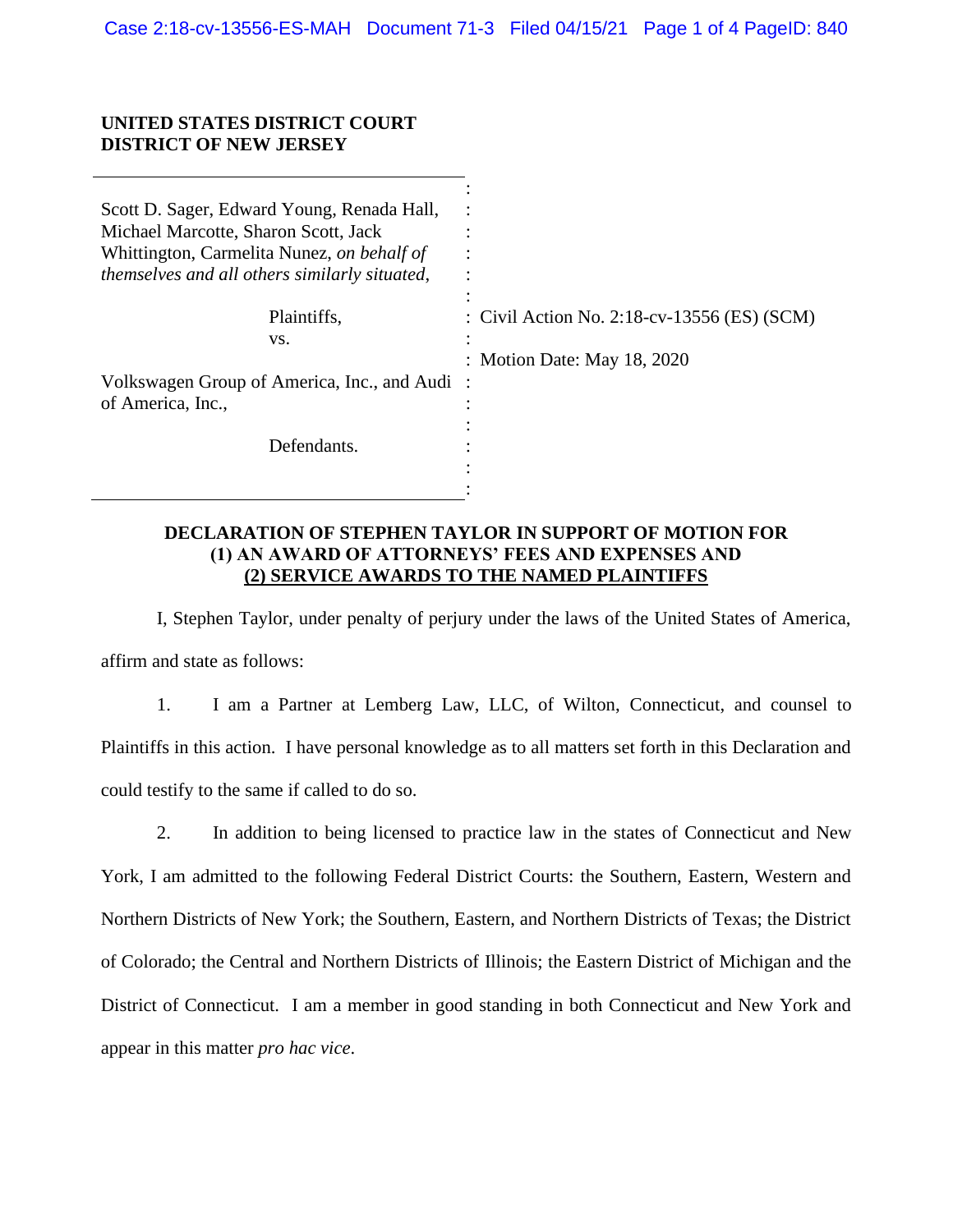**UNITED STATES DISTRICT COURT**
**DISTRICT OF NEW JERSEY**

| | |
|---|---|
| Scott D. Sager, Edward Young, Renada Hall, Michael Marcotte, Sharon Scott, Jack Whittington, Carmelita Nunez, *on behalf of themselves and all others similarly situated*, | |
| Plaintiffs, | Civil Action No. 2:18-cv-13556 (ES) (SCM) |
| vs. | |
| | Motion Date: May 18, 2020 |
| Volkswagen Group of America, Inc., and Audi of America, Inc., | |
| Defendants. | |

**DECLARATION OF STEPHEN TAYLOR IN SUPPORT OF MOTION FOR (1) AN AWARD OF ATTORNEYS' FEES AND EXPENSES AND (2) SERVICE AWARDS TO THE NAMED PLAINTIFFS**

I, Stephen Taylor, under penalty of perjury under the laws of the United States of America, affirm and state as follows:

1. I am a Partner at Lemberg Law, LLC, of Wilton, Connecticut, and counsel to Plaintiffs in this action. I have personal knowledge as to all matters set forth in this Declaration and could testify to the same if called to do so.

2. In addition to being licensed to practice law in the states of Connecticut and New York, I am admitted to the following Federal District Courts: the Southern, Eastern, Western and Northern Districts of New York; the Southern, Eastern, and Northern Districts of Texas; the District of Colorado; the Central and Northern Districts of Illinois; the Eastern District of Michigan and the District of Connecticut. I am a member in good standing in both Connecticut and New York and appear in this matter *pro hac vice*.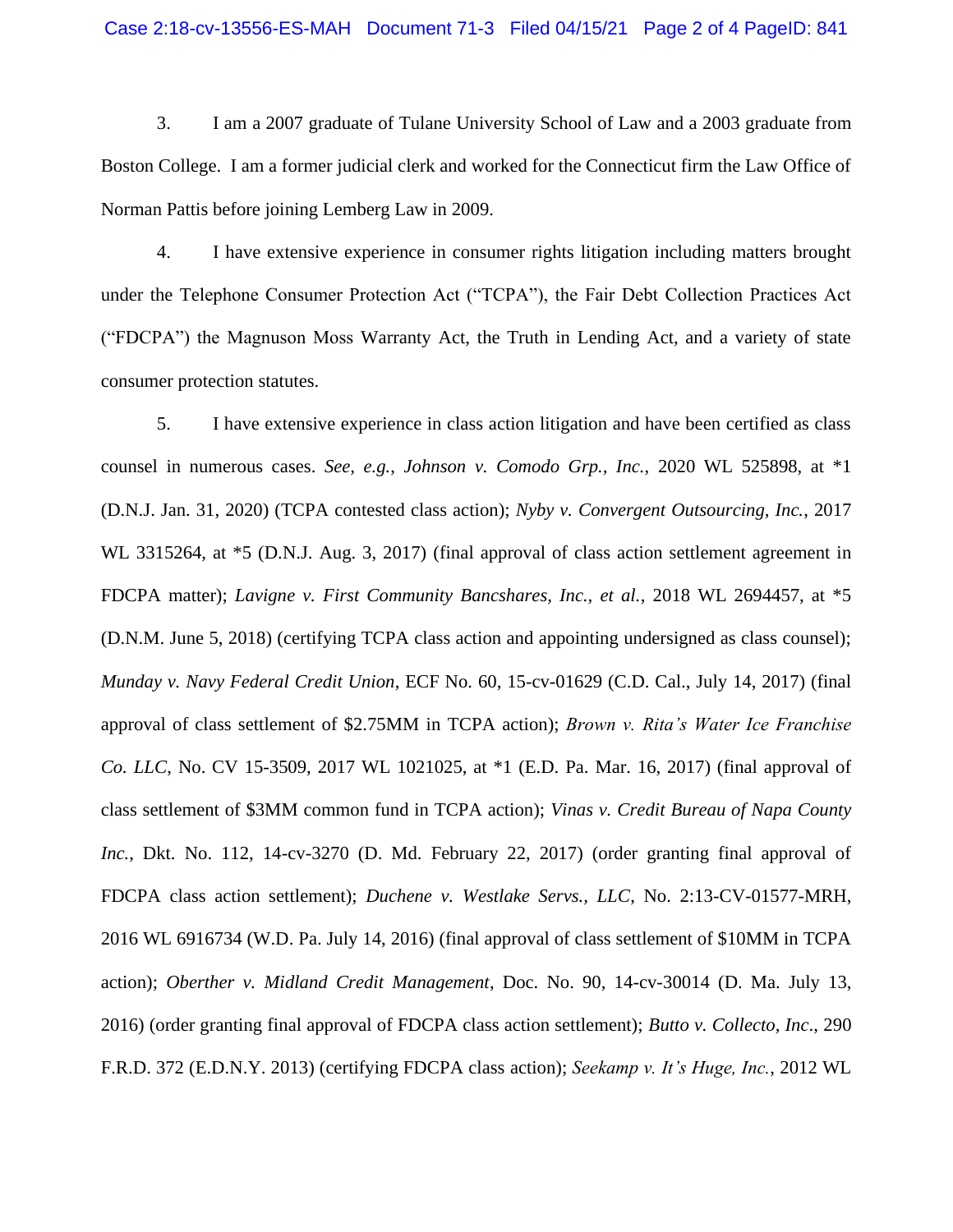3. I am a 2007 graduate of Tulane University School of Law and a 2003 graduate from Boston College. I am a former judicial clerk and worked for the Connecticut firm the Law Office of Norman Pattis before joining Lemberg Law in 2009.

4. I have extensive experience in consumer rights litigation including matters brought under the Telephone Consumer Protection Act ("TCPA"), the Fair Debt Collection Practices Act ("FDCPA") the Magnuson Moss Warranty Act, the Truth in Lending Act, and a variety of state consumer protection statutes.

5. I have extensive experience in class action litigation and have been certified as class counsel in numerous cases. *See, e.g.*, *Johnson v. Comodo Grp., Inc.*, 2020 WL 525898, at *1 (D.N.J. Jan. 31, 2020) (TCPA contested class action); *Nyby v. Convergent Outsourcing, Inc.*, 2017 WL 3315264, at *5 (D.N.J. Aug. 3, 2017) (final approval of class action settlement agreement in FDCPA matter); *Lavigne v. First Community Bancshares, Inc., et al.*, 2018 WL 2694457, at *5 (D.N.M. June 5, 2018) (certifying TCPA class action and appointing undersigned as class counsel); *Munday v. Navy Federal Credit Union*, ECF No. 60, 15-cv-01629 (C.D. Cal., July 14, 2017) (final approval of class settlement of $2.75MM in TCPA action); *Brown v. Rita's Water Ice Franchise Co. LLC*, No. CV 15-3509, 2017 WL 1021025, at *1 (E.D. Pa. Mar. 16, 2017) (final approval of class settlement of $3MM common fund in TCPA action); *Vinas v. Credit Bureau of Napa County Inc.*, Dkt. No. 112, 14-cv-3270 (D. Md. February 22, 2017) (order granting final approval of FDCPA class action settlement); *Duchene v. Westlake Servs., LLC*, No. 2:13-CV-01577-MRH, 2016 WL 6916734 (W.D. Pa. July 14, 2016) (final approval of class settlement of $10MM in TCPA action); *Oberther v. Midland Credit Management*, Doc. No. 90, 14-cv-30014 (D. Ma. July 13, 2016) (order granting final approval of FDCPA class action settlement); *Butto v. Collecto, Inc.*, 290 F.R.D. 372 (E.D.N.Y. 2013) (certifying FDCPA class action); *Seekamp v. It's Huge, Inc.*, 2012 WL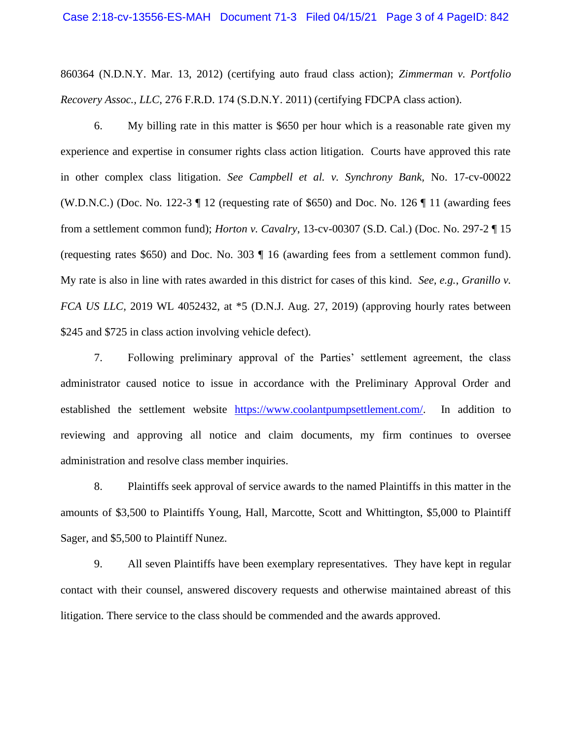860364 (N.D.N.Y. Mar. 13, 2012) (certifying auto fraud class action); *Zimmerman v. Portfolio Recovery Assoc., LLC*, 276 F.R.D. 174 (S.D.N.Y. 2011) (certifying FDCPA class action).

6. My billing rate in this matter is $650 per hour which is a reasonable rate given my experience and expertise in consumer rights class action litigation. Courts have approved this rate in other complex class litigation. *See Campbell et al. v. Synchrony Bank,* No. 17-cv-00022 (W.D.N.C.) (Doc. No. 122-3 ¶ 12 (requesting rate of $650) and Doc. No. 126 ¶ 11 (awarding fees from a settlement common fund); *Horton v. Cavalry*, 13-cv-00307 (S.D. Cal.) (Doc. No. 297-2 ¶ 15 (requesting rates $650) and Doc. No. 303 ¶ 16 (awarding fees from a settlement common fund). My rate is also in line with rates awarded in this district for cases of this kind. *See, e.g., Granillo v. FCA US LLC*, 2019 WL 4052432, at *5 (D.N.J. Aug. 27, 2019) (approving hourly rates between $245 and $725 in class action involving vehicle defect).

7. Following preliminary approval of the Parties' settlement agreement, the class administrator caused notice to issue in accordance with the Preliminary Approval Order and established the settlement website https://www.coolantpumpsettlement.com/. In addition to reviewing and approving all notice and claim documents, my firm continues to oversee administration and resolve class member inquiries.

8. Plaintiffs seek approval of service awards to the named Plaintiffs in this matter in the amounts of $3,500 to Plaintiffs Young, Hall, Marcotte, Scott and Whittington, $5,000 to Plaintiff Sager, and $5,500 to Plaintiff Nunez.

9. All seven Plaintiffs have been exemplary representatives. They have kept in regular contact with their counsel, answered discovery requests and otherwise maintained abreast of this litigation. There service to the class should be commended and the awards approved.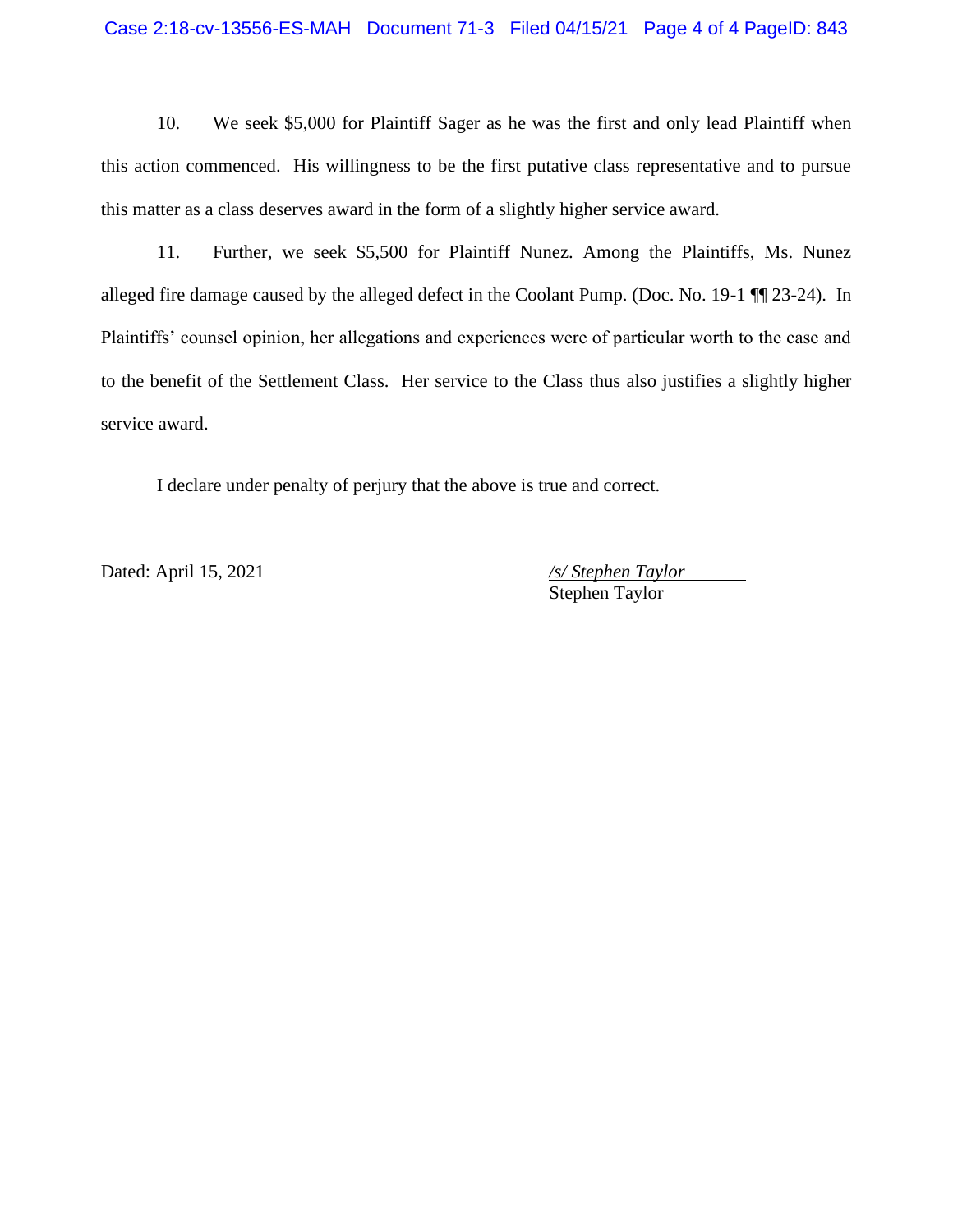10. We seek $5,000 for Plaintiff Sager as he was the first and only lead Plaintiff when this action commenced. His willingness to be the first putative class representative and to pursue this matter as a class deserves award in the form of a slightly higher service award.

11. Further, we seek $5,500 for Plaintiff Nunez. Among the Plaintiffs, Ms. Nunez alleged fire damage caused by the alleged defect in the Coolant Pump. (Doc. No. 19-1 ¶¶ 23-24). In Plaintiffs' counsel opinion, her allegations and experiences were of particular worth to the case and to the benefit of the Settlement Class. Her service to the Class thus also justifies a slightly higher service award.

I declare under penalty of perjury that the above is true and correct.

Dated: April 15, 2021

*/s/ Stephen Taylor*
Stephen Taylor